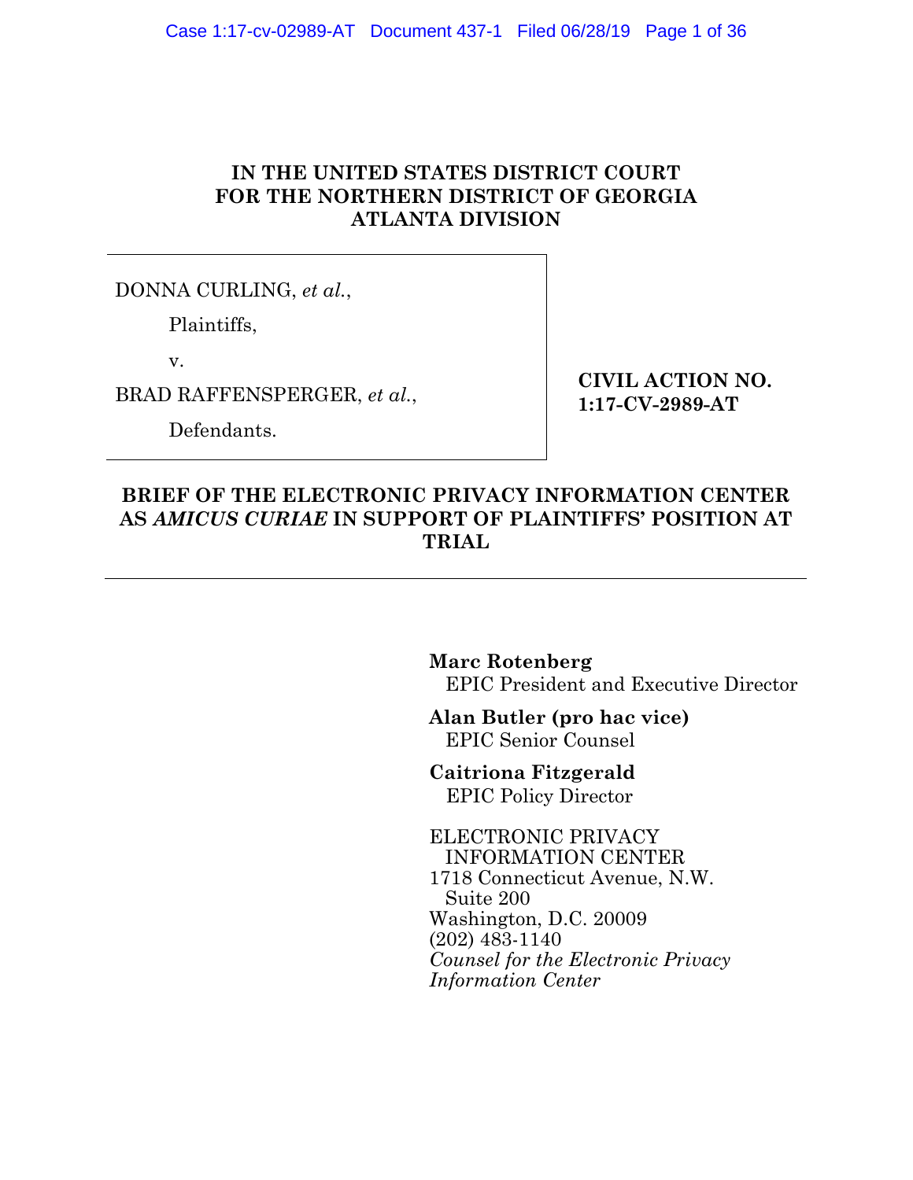**IN THE UNITED STATES DISTRICT COURT**
**FOR THE NORTHERN DISTRICT OF GEORGIA**
**ATLANTA DIVISION**

DONNA CURLING, *et al.*,

Plaintiffs,

v.

BRAD RAFFENSPERGER, *et al.*,

Defendants.

**CIVIL ACTION NO. 1:17-CV-2989-AT**

**BRIEF OF THE ELECTRONIC PRIVACY INFORMATION CENTER AS *AMICUS CURIAE* IN SUPPORT OF PLAINTIFFS' POSITION AT TRIAL**

---

**Marc Rotenberg**
EPIC President and Executive Director

**Alan Butler (pro hac vice)**
EPIC Senior Counsel

**Caitriona Fitzgerald**
EPIC Policy Director

ELECTRONIC PRIVACY INFORMATION CENTER
1718 Connecticut Avenue, N.W.
Suite 200
Washington, D.C. 20009
(202) 483-1140
*Counsel for the Electronic Privacy Information Center*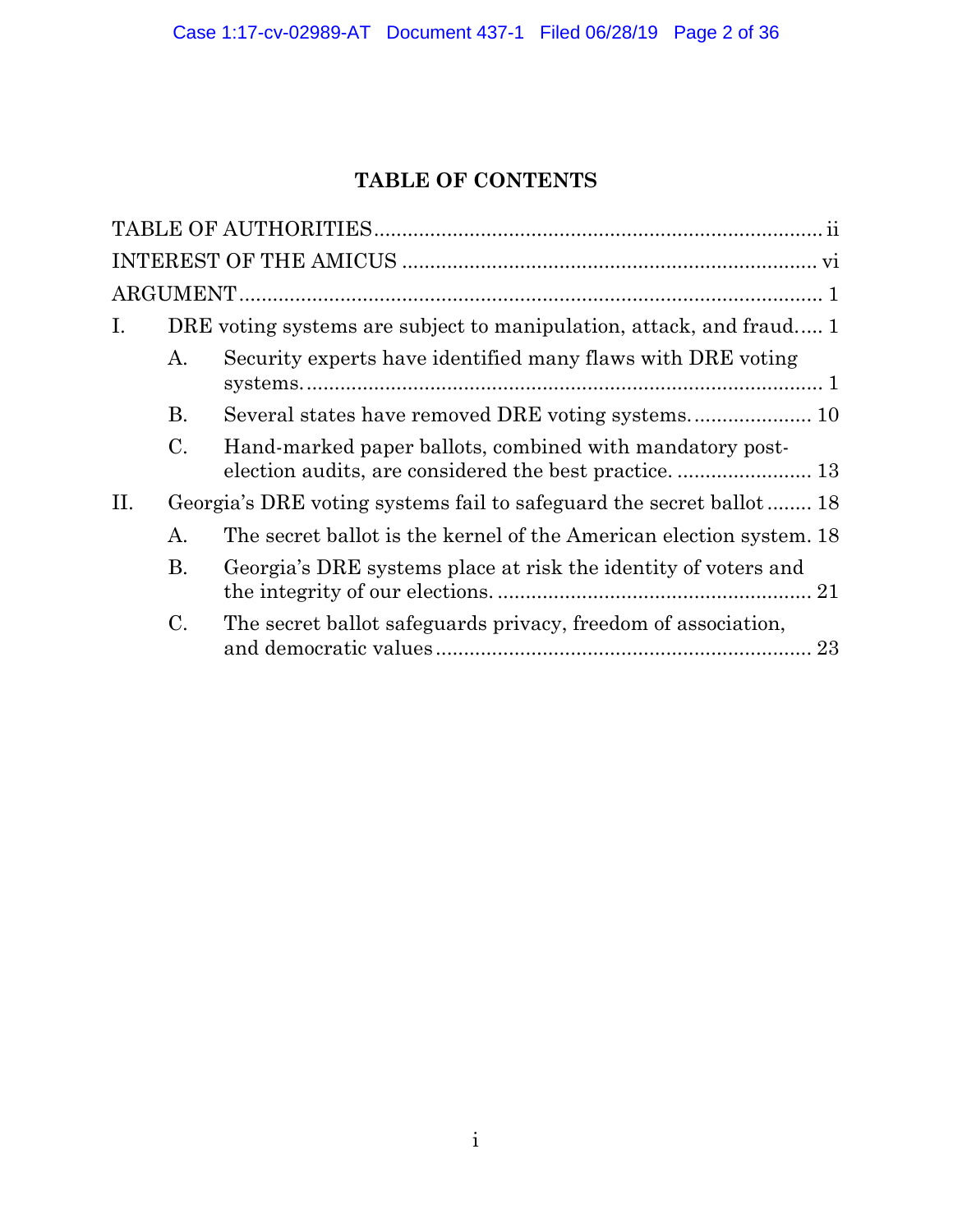# TABLE OF CONTENTS

TABLE OF AUTHORITIES ........................................................................ ii

INTEREST OF THE AMICUS ................................................................. vi

ARGUMENT ................................................................................................ 1

I. DRE voting systems are subject to manipulation, attack, and fraud..... 1

   A. Security experts have identified many flaws with DRE voting systems. ........................................................................................ 1

   B. Several states have removed DRE voting systems. .................... 10

   C. Hand-marked paper ballots, combined with mandatory post-election audits, are considered the best practice. ........................ 13

II. Georgia's DRE voting systems fail to safeguard the secret ballot ........ 18

   A. The secret ballot is the kernel of the American election system. 18

   B. Georgia's DRE systems place at risk the identity of voters and the integrity of our elections. ....................................................... 21

   C. The secret ballot safeguards privacy, freedom of association, and democratic values ................................................................. 23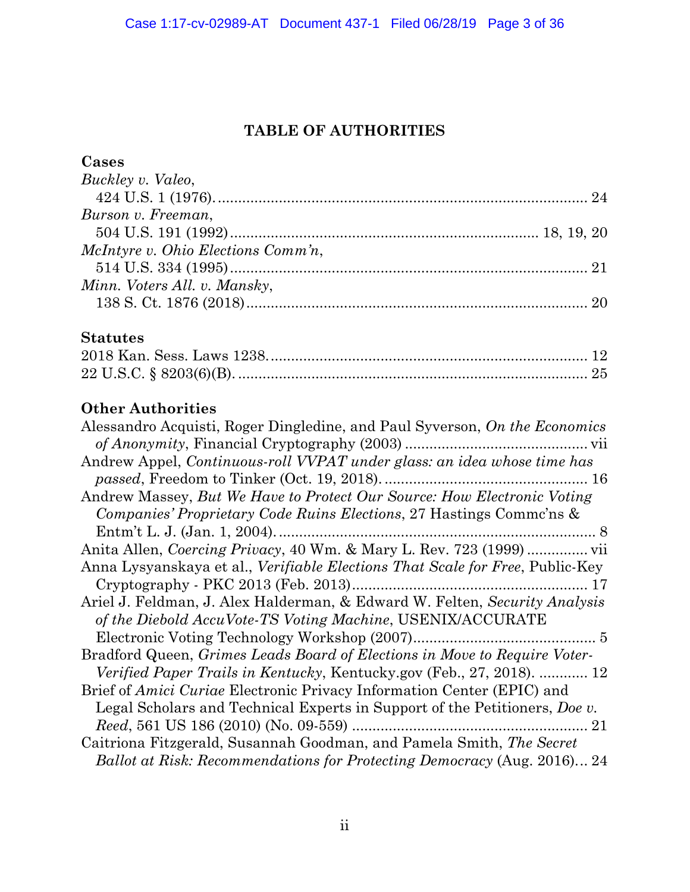## TABLE OF AUTHORITIES

### Cases

*Buckley v. Valeo*,
424 U.S. 1 (1976). .......... 24

*Burson v. Freeman*,
504 U.S. 191 (1992) .......... 18, 19, 20

*McIntyre v. Ohio Elections Comm'n*,
514 U.S. 334 (1995) .......... 21

*Minn. Voters All. v. Mansky*,
138 S. Ct. 1876 (2018) .......... 20

### Statutes

2018 Kan. Sess. Laws 1238. .......... 12

22 U.S.C. § 8203(6)(B). .......... 25

### Other Authorities

Alessandro Acquisti, Roger Dingledine, and Paul Syverson, *On the Economics of Anonymity*, Financial Cryptography (2003) .......... vii

Andrew Appel, *Continuous-roll VVPAT under glass: an idea whose time has passed*, Freedom to Tinker (Oct. 19, 2018). .......... 16

Andrew Massey, *But We Have to Protect Our Source: How Electronic Voting Companies' Proprietary Code Ruins Elections*, 27 Hastings Commc'ns & Entm't L. J. (Jan. 1, 2004). .......... 8

Anita Allen, *Coercing Privacy*, 40 Wm. & Mary L. Rev. 723 (1999) .......... vii

Anna Lysyanskaya et al., *Verifiable Elections That Scale for Free*, Public-Key Cryptography - PKC 2013 (Feb. 2013) .......... 17

Ariel J. Feldman, J. Alex Halderman, & Edward W. Felten, *Security Analysis of the Diebold AccuVote-TS Voting Machine*, USENIX/ACCURATE Electronic Voting Technology Workshop (2007) .......... 5

Bradford Queen, *Grimes Leads Board of Elections in Move to Require Voter-Verified Paper Trails in Kentucky*, Kentucky.gov (Feb., 27, 2018). .......... 12

Brief of *Amici Curiae* Electronic Privacy Information Center (EPIC) and Legal Scholars and Technical Experts in Support of the Petitioners, *Doe v. Reed*, 561 US 186 (2010) (No. 09-559) .......... 21

Caitriona Fitzgerald, Susannah Goodman, and Pamela Smith, *The Secret Ballot at Risk: Recommendations for Protecting Democracy* (Aug. 2016)… 24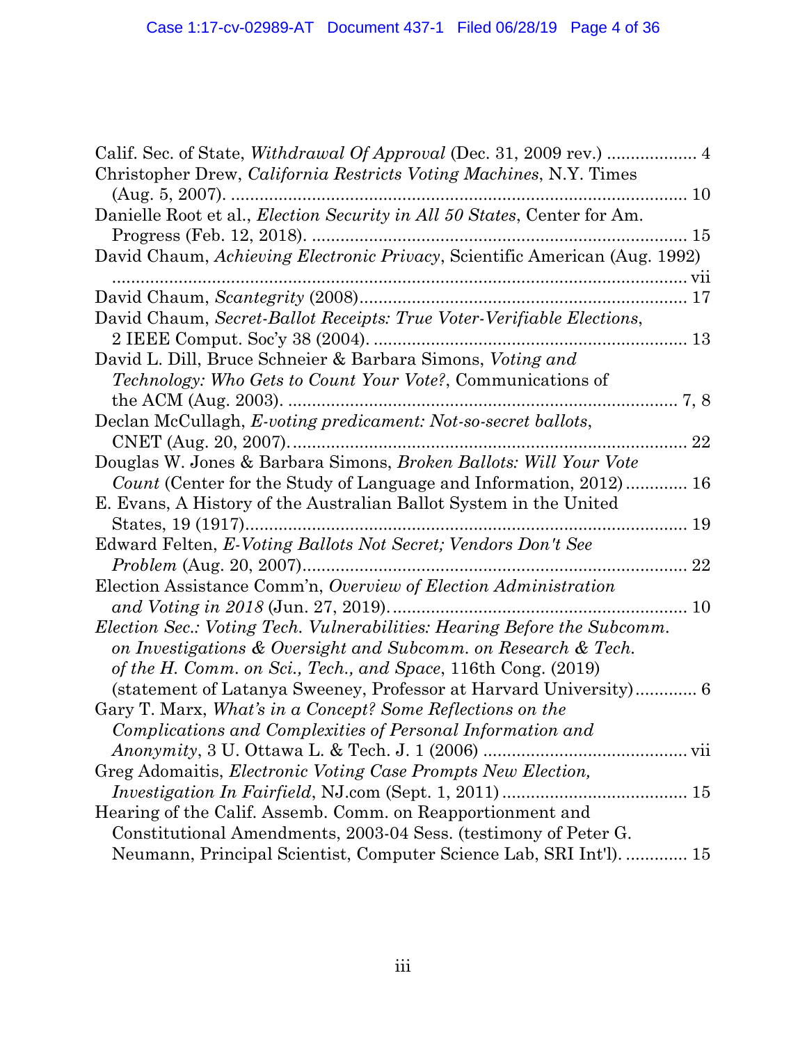Calif. Sec. of State, *Withdrawal Of Approval* (Dec. 31, 2009 rev.) .................. 4

Christopher Drew, *California Restricts Voting Machines*, N.Y. Times (Aug. 5, 2007). ................................................................................................ 10

Danielle Root et al., *Election Security in All 50 States*, Center for Am. Progress (Feb. 12, 2018). .............................................................................. 15

David Chaum, *Achieving Electronic Privacy*, Scientific American (Aug. 1992) ......................................................................................................... vii

David Chaum, *Scantegrity* (2008).................................................................... 17

David Chaum, *Secret-Ballot Receipts: True Voter-Verifiable Elections*, 2 IEEE Comput. Soc'y 38 (2004). ................................................................. 13

David L. Dill, Bruce Schneier & Barbara Simons, *Voting and Technology: Who Gets to Count Your Vote?*, Communications of the ACM (Aug. 2003). .................................................................................. 7, 8

Declan McCullagh, *E-voting predicament: Not-so-secret ballots*, CNET (Aug. 20, 2007)................................................................................... 22

Douglas W. Jones & Barbara Simons, *Broken Ballots: Will Your Vote Count* (Center for the Study of Language and Information, 2012)............ 16

E. Evans, A History of the Australian Ballot System in the United States, 19 (1917)............................................................................................ 19

Edward Felten, *E-Voting Ballots Not Secret; Vendors Don't See Problem* (Aug. 20, 2007)................................................................................ 22

Election Assistance Comm'n, *Overview of Election Administration and Voting in 2018* (Jun. 27, 2019)............................................................. 10

*Election Sec.: Voting Tech. Vulnerabilities: Hearing Before the Subcomm. on Investigations & Oversight and Subcomm. on Research & Tech. of the H. Comm. on Sci., Tech., and Space*, 116th Cong. (2019) (statement of Latanya Sweeney, Professor at Harvard University)............ 6

Gary T. Marx, *What's in a Concept? Some Reflections on the Complications and Complexities of Personal Information and Anonymity*, 3 U. Ottawa L. & Tech. J. 1 (2006) .......................................... vii

Greg Adomaitis, *Electronic Voting Case Prompts New Election, Investigation In Fairfield*, NJ.com (Sept. 1, 2011)...................................... 15

Hearing of the Calif. Assemb. Comm. on Reapportionment and Constitutional Amendments, 2003-04 Sess. (testimony of Peter G. Neumann, Principal Scientist, Computer Science Lab, SRI Int'l). ............ 15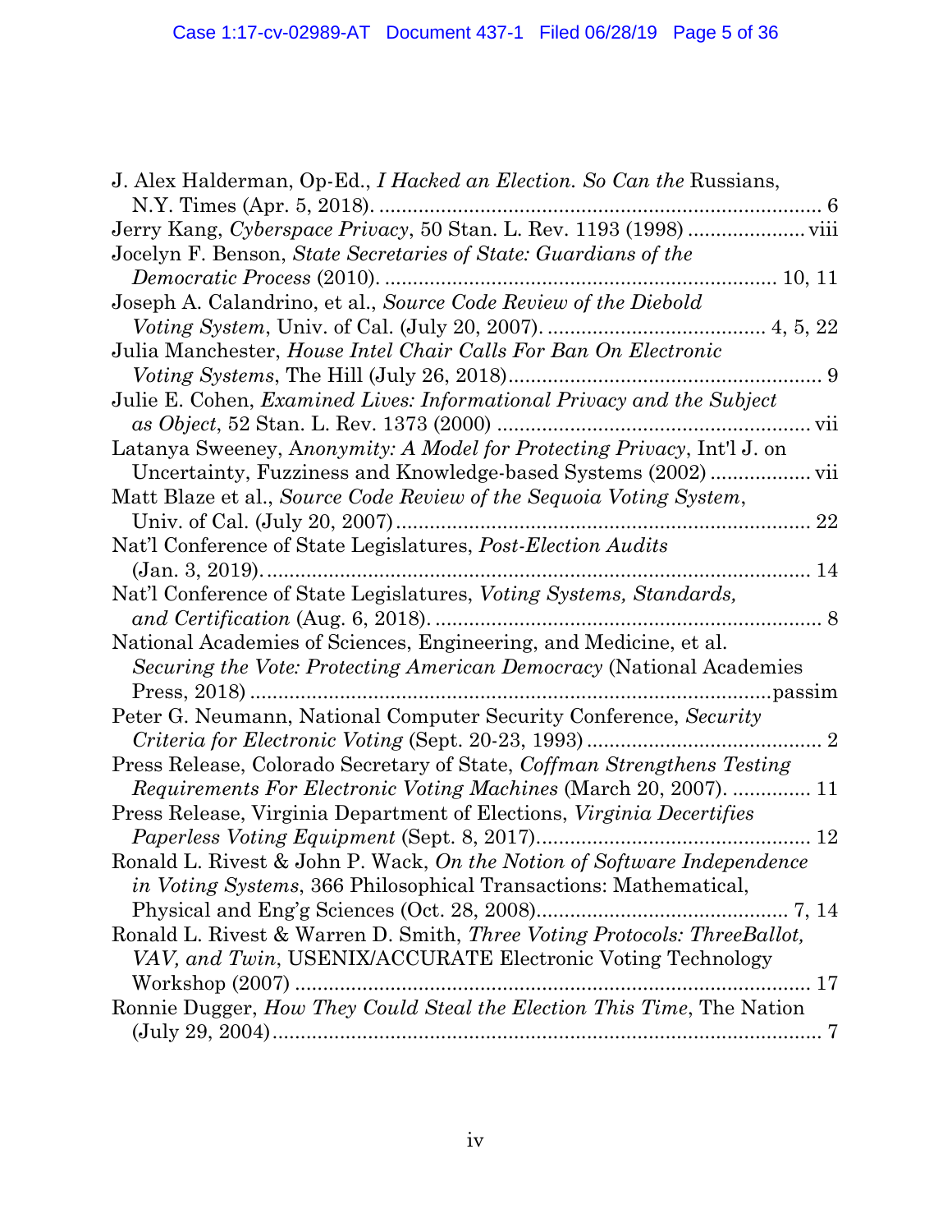J. Alex Halderman, Op-Ed., *I Hacked an Election. So Can the* Russians, N.Y. Times (Apr. 5, 2018). .......... 6

Jerry Kang, *Cyberspace Privacy*, 50 Stan. L. Rev. 1193 (1998) .......... viii

Jocelyn F. Benson, *State Secretaries of State: Guardians of the Democratic Process* (2010). .......... 10, 11

Joseph A. Calandrino, et al., *Source Code Review of the Diebold Voting System*, Univ. of Cal. (July 20, 2007). .......... 4, 5, 22

Julia Manchester, *House Intel Chair Calls For Ban On Electronic Voting Systems*, The Hill (July 26, 2018) .......... 9

Julie E. Cohen, *Examined Lives: Informational Privacy and the Subject as Object*, 52 Stan. L. Rev. 1373 (2000) .......... vii

Latanya Sweeney, A*nonymity: A Model for Protecting Privacy*, Int'l J. on Uncertainty, Fuzziness and Knowledge-based Systems (2002) .......... vii

Matt Blaze et al., *Source Code Review of the Sequoia Voting System*, Univ. of Cal. (July 20, 2007) .......... 22

Nat'l Conference of State Legislatures, *Post-Election Audits* (Jan. 3, 2019). .......... 14

Nat'l Conference of State Legislatures, *Voting Systems, Standards, and Certification* (Aug. 6, 2018). .......... 8

National Academies of Sciences, Engineering, and Medicine, et al. *Securing the Vote: Protecting American Democracy* (National Academies Press, 2018) .......... passim

Peter G. Neumann, National Computer Security Conference, *Security Criteria for Electronic Voting* (Sept. 20-23, 1993) .......... 2

Press Release, Colorado Secretary of State, *Coffman Strengthens Testing Requirements For Electronic Voting Machines* (March 20, 2007). .......... 11

Press Release, Virginia Department of Elections, *Virginia Decertifies Paperless Voting Equipment* (Sept. 8, 2017) .......... 12

Ronald L. Rivest & John P. Wack, *On the Notion of Software Independence in Voting Systems*, 366 Philosophical Transactions: Mathematical, Physical and Eng'g Sciences (Oct. 28, 2008) .......... 7, 14

Ronald L. Rivest & Warren D. Smith, *Three Voting Protocols: ThreeBallot, VAV, and Twin*, USENIX/ACCURATE Electronic Voting Technology Workshop (2007) .......... 17

Ronnie Dugger, *How They Could Steal the Election This Time*, The Nation (July 29, 2004) .......... 7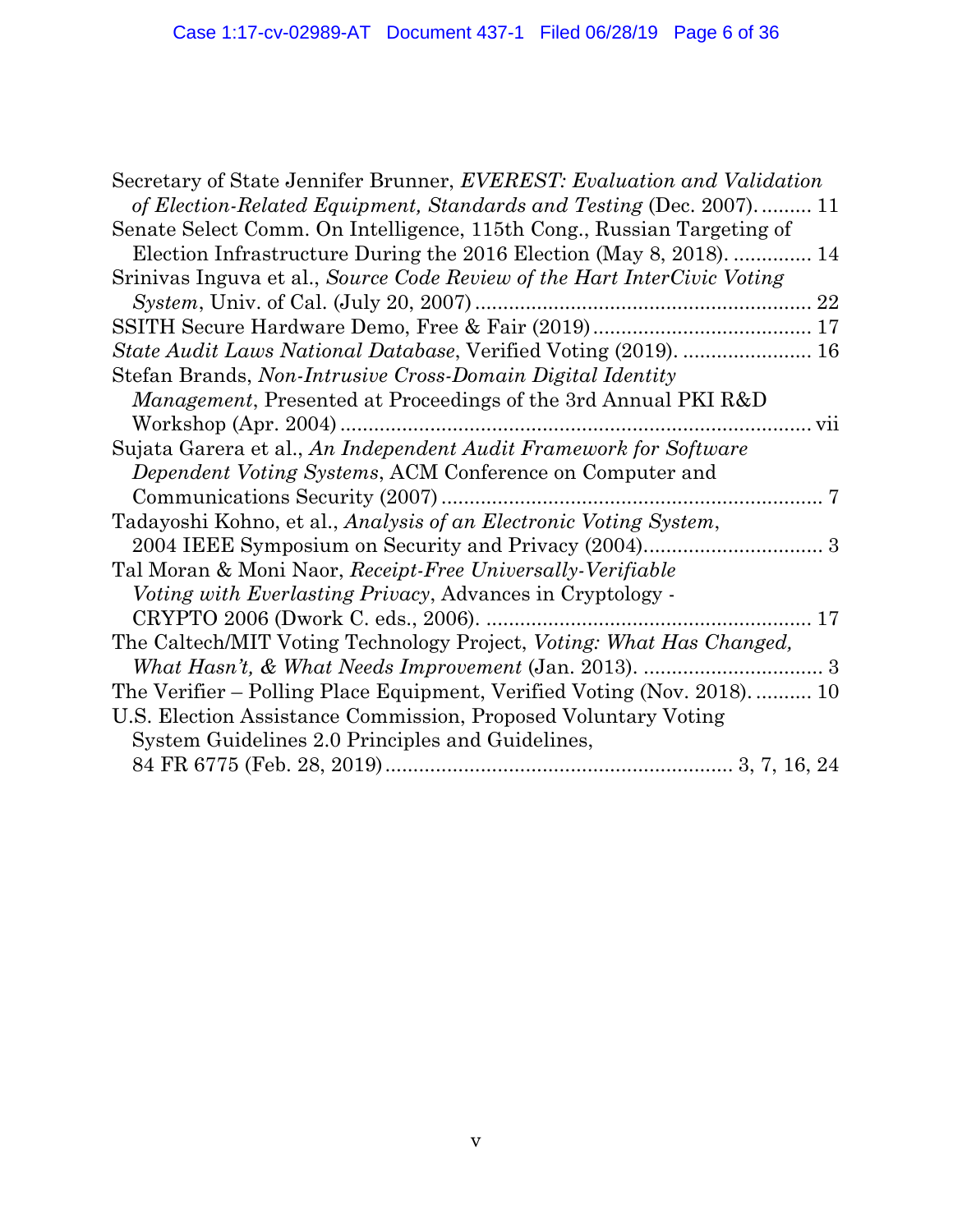Secretary of State Jennifer Brunner, *EVEREST: Evaluation and Validation of Election-Related Equipment, Standards and Testing* (Dec. 2007). ......... 11

Senate Select Comm. On Intelligence, 115th Cong., Russian Targeting of Election Infrastructure During the 2016 Election (May 8, 2018). .............. 14

Srinivas Inguva et al., *Source Code Review of the Hart InterCivic Voting System*, Univ. of Cal. (July 20, 2007) ........................................................... 22

SSITH Secure Hardware Demo, Free & Fair (2019) ....................................... 17

*State Audit Laws National Database*, Verified Voting (2019). ....................... 16

Stefan Brands, *Non-Intrusive Cross-Domain Digital Identity Management*, Presented at Proceedings of the 3rd Annual PKI R&D Workshop (Apr. 2004) ..................................................................................... vii

Sujata Garera et al., *An Independent Audit Framework for Software Dependent Voting Systems*, ACM Conference on Computer and Communications Security (2007) .................................................................... 7

Tadayoshi Kohno, et al., *Analysis of an Electronic Voting System*, 2004 IEEE Symposium on Security and Privacy (2004)................................ 3

Tal Moran & Moni Naor, *Receipt-Free Universally-Verifiable Voting with Everlasting Privacy*, Advances in Cryptology - CRYPTO 2006 (Dwork C. eds., 2006). ......................................................... 17

The Caltech/MIT Voting Technology Project, *Voting: What Has Changed, What Hasn't, & What Needs Improvement* (Jan. 2013). ................................ 3

The Verifier – Polling Place Equipment, Verified Voting (Nov. 2018). .......... 10

U.S. Election Assistance Commission, Proposed Voluntary Voting System Guidelines 2.0 Principles and Guidelines, 84 FR 6775 (Feb. 28, 2019) ............................................................. 3, 7, 16, 24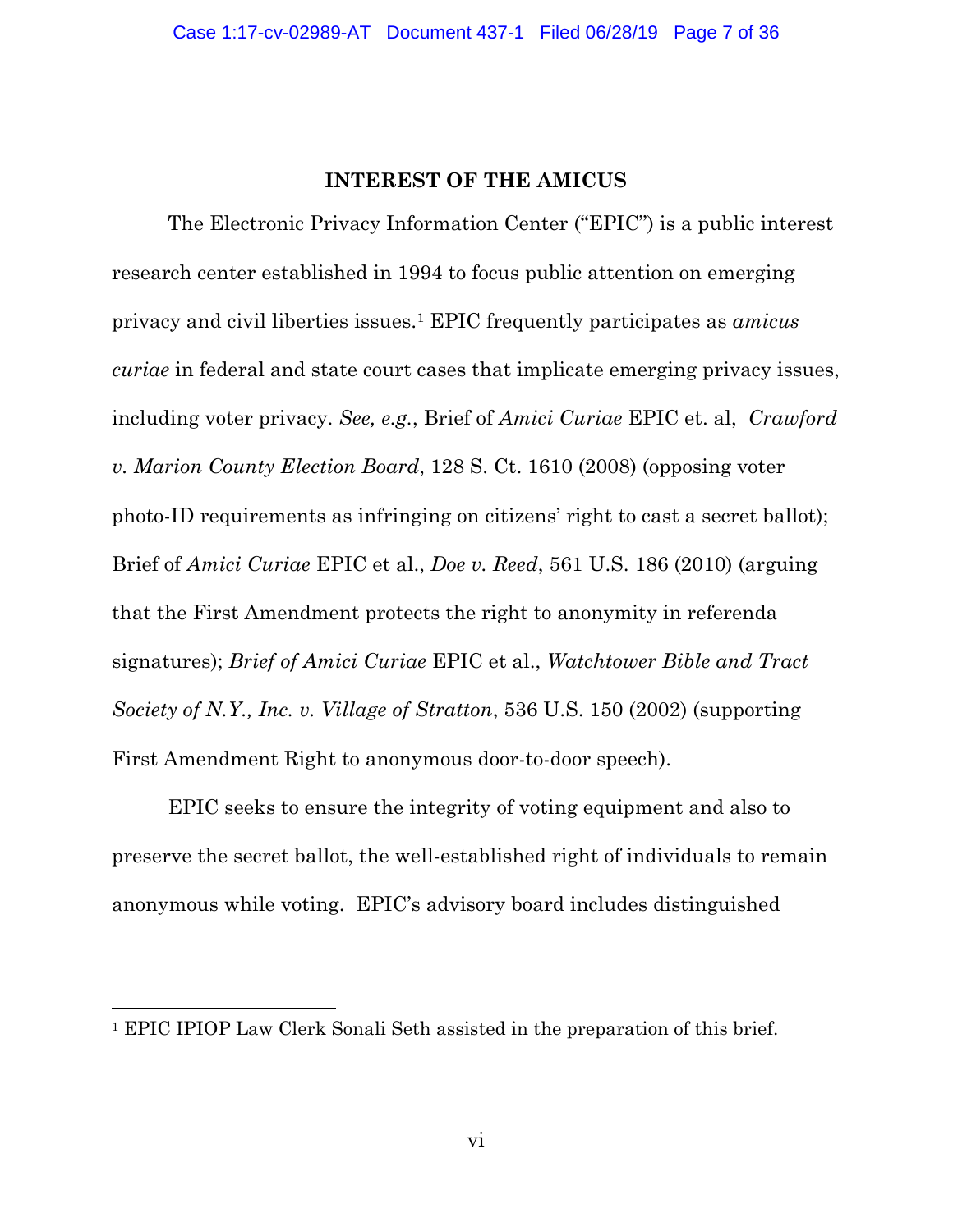## INTEREST OF THE AMICUS

The Electronic Privacy Information Center ("EPIC") is a public interest research center established in 1994 to focus public attention on emerging privacy and civil liberties issues.[1] EPIC frequently participates as *amicus curiae* in federal and state court cases that implicate emerging privacy issues, including voter privacy. *See, e.g.*, Brief of *Amici Curiae* EPIC et. al, *Crawford v. Marion County Election Board*, 128 S. Ct. 1610 (2008) (opposing voter photo-ID requirements as infringing on citizens' right to cast a secret ballot); Brief of *Amici Curiae* EPIC et al., *Doe v. Reed*, 561 U.S. 186 (2010) (arguing that the First Amendment protects the right to anonymity in referenda signatures); *Brief of Amici Curiae* EPIC et al., *Watchtower Bible and Tract Society of N.Y., Inc. v. Village of Stratton*, 536 U.S. 150 (2002) (supporting First Amendment Right to anonymous door-to-door speech).

EPIC seeks to ensure the integrity of voting equipment and also to preserve the secret ballot, the well-established right of individuals to remain anonymous while voting. EPIC's advisory board includes distinguished

---

[1] EPIC IPIOP Law Clerk Sonali Seth assisted in the preparation of this brief.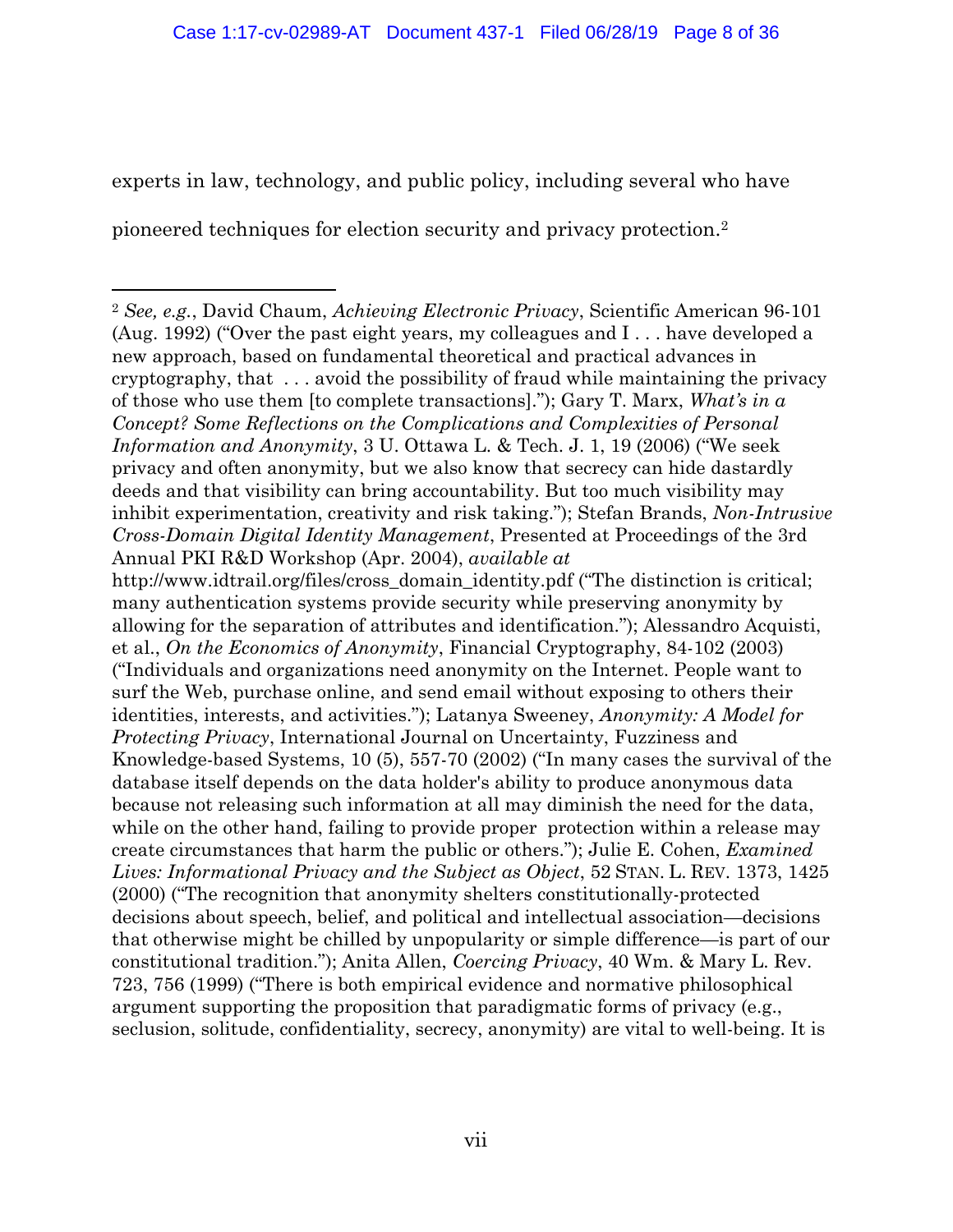experts in law, technology, and public policy, including several who have pioneered techniques for election security and privacy protection.[2]

---

[2] *See, e.g.*, David Chaum, *Achieving Electronic Privacy*, Scientific American 96-101 (Aug. 1992) ("Over the past eight years, my colleagues and I . . . have developed a new approach, based on fundamental theoretical and practical advances in cryptography, that . . . avoid the possibility of fraud while maintaining the privacy of those who use them [to complete transactions]."); Gary T. Marx, *What's in a Concept? Some Reflections on the Complications and Complexities of Personal Information and Anonymity*, 3 U. Ottawa L. & Tech. J. 1, 19 (2006) ("We seek privacy and often anonymity, but we also know that secrecy can hide dastardly deeds and that visibility can bring accountability. But too much visibility may inhibit experimentation, creativity and risk taking."); Stefan Brands, *Non-Intrusive Cross-Domain Digital Identity Management*, Presented at Proceedings of the 3rd Annual PKI R&D Workshop (Apr. 2004), *available at* http://www.idtrail.org/files/cross_domain_identity.pdf ("The distinction is critical; many authentication systems provide security while preserving anonymity by allowing for the separation of attributes and identification."); Alessandro Acquisti, et al., *On the Economics of Anonymity*, Financial Cryptography, 84-102 (2003) ("Individuals and organizations need anonymity on the Internet. People want to surf the Web, purchase online, and send email without exposing to others their identities, interests, and activities."); Latanya Sweeney, *Anonymity: A Model for Protecting Privacy*, International Journal on Uncertainty, Fuzziness and Knowledge-based Systems, 10 (5), 557-70 (2002) ("In many cases the survival of the database itself depends on the data holder's ability to produce anonymous data because not releasing such information at all may diminish the need for the data, while on the other hand, failing to provide proper protection within a release may create circumstances that harm the public or others."); Julie E. Cohen, *Examined Lives: Informational Privacy and the Subject as Object*, 52 STAN. L. REV. 1373, 1425 (2000) ("The recognition that anonymity shelters constitutionally-protected decisions about speech, belief, and political and intellectual association—decisions that otherwise might be chilled by unpopularity or simple difference—is part of our constitutional tradition."); Anita Allen, *Coercing Privacy*, 40 Wm. & Mary L. Rev. 723, 756 (1999) ("There is both empirical evidence and normative philosophical argument supporting the proposition that paradigmatic forms of privacy (e.g., seclusion, solitude, confidentiality, secrecy, anonymity) are vital to well-being. It is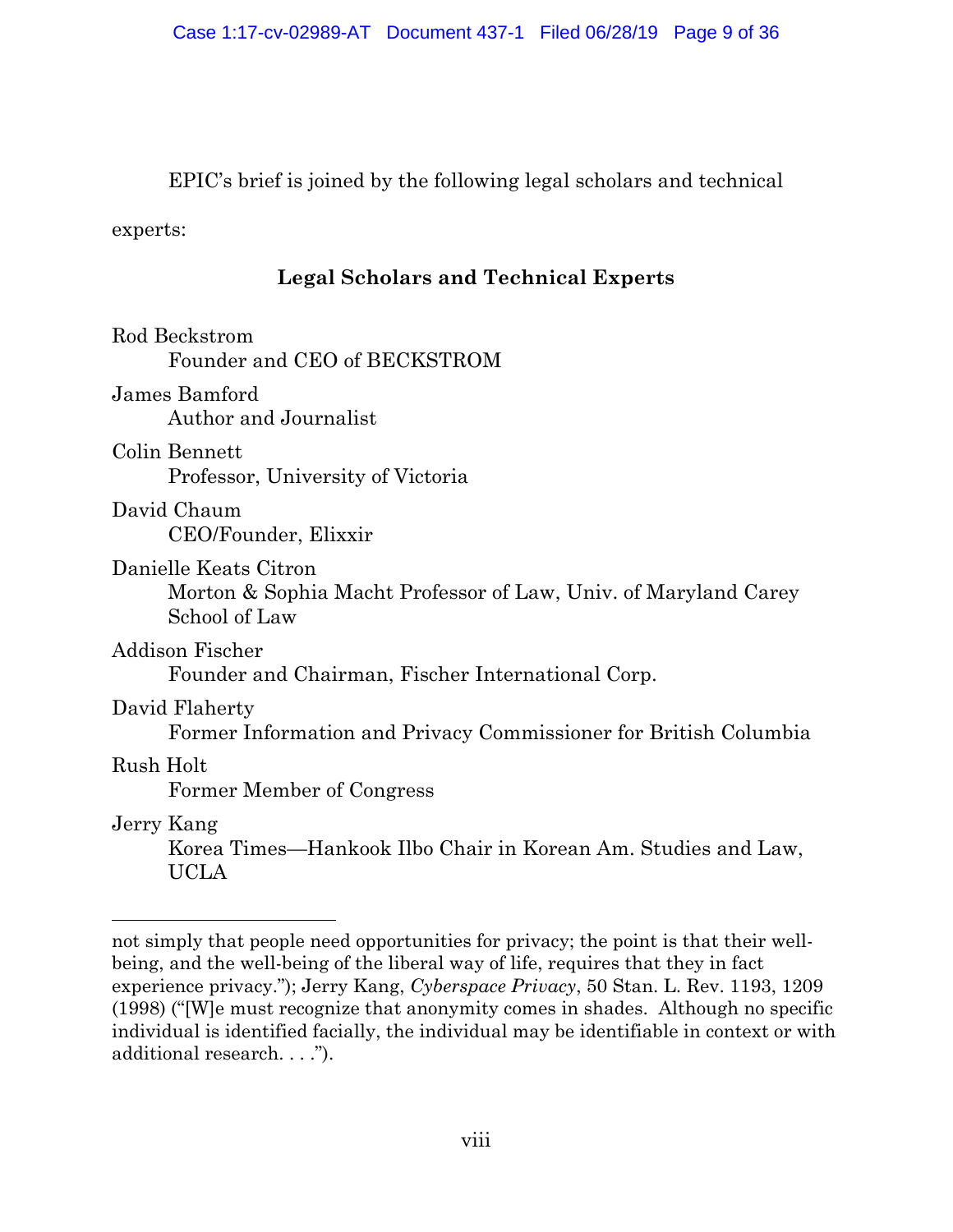EPIC's brief is joined by the following legal scholars and technical experts:

**Legal Scholars and Technical Experts**

Rod Beckstrom
 Founder and CEO of BECKSTROM

James Bamford
 Author and Journalist

Colin Bennett
 Professor, University of Victoria

David Chaum
 CEO/Founder, Elixxir

Danielle Keats Citron
 Morton & Sophia Macht Professor of Law, Univ. of Maryland Carey School of Law

Addison Fischer
 Founder and Chairman, Fischer International Corp.

David Flaherty
 Former Information and Privacy Commissioner for British Columbia

Rush Holt
 Former Member of Congress

Jerry Kang
 Korea Times—Hankook Ilbo Chair in Korean Am. Studies and Law, UCLA

---

not simply that people need opportunities for privacy; the point is that their well-being, and the well-being of the liberal way of life, requires that they in fact experience privacy."); Jerry Kang, *Cyberspace Privacy*, 50 Stan. L. Rev. 1193, 1209 (1998) ("[W]e must recognize that anonymity comes in shades. Although no specific individual is identified facially, the individual may be identifiable in context or with additional research. . . .").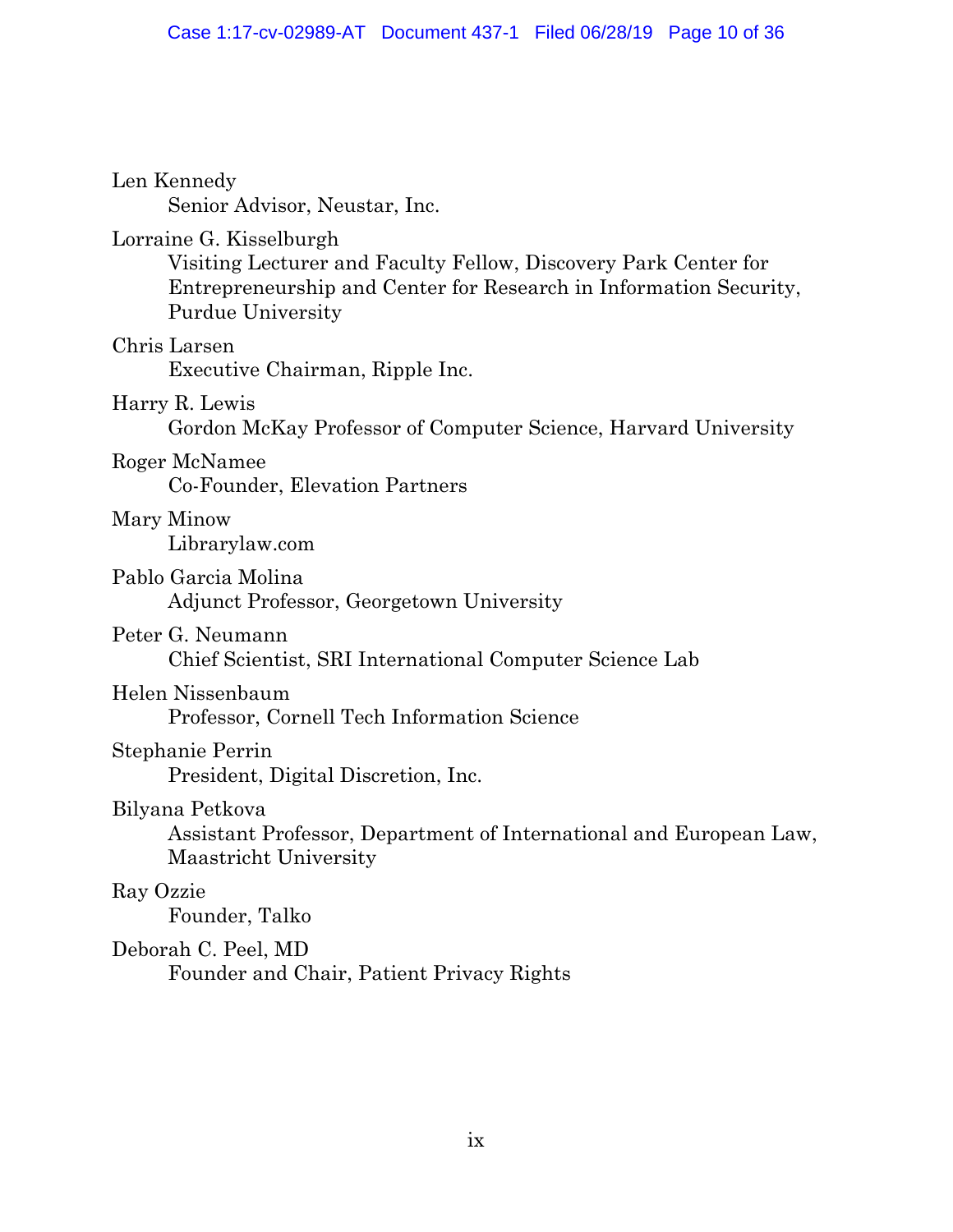Len Kennedy
Senior Advisor, Neustar, Inc.

Lorraine G. Kisselburgh
Visiting Lecturer and Faculty Fellow, Discovery Park Center for Entrepreneurship and Center for Research in Information Security, Purdue University

Chris Larsen
Executive Chairman, Ripple Inc.

Harry R. Lewis
Gordon McKay Professor of Computer Science, Harvard University

Roger McNamee
Co-Founder, Elevation Partners

Mary Minow
Librarylaw.com

Pablo Garcia Molina
Adjunct Professor, Georgetown University

Peter G. Neumann
Chief Scientist, SRI International Computer Science Lab

Helen Nissenbaum
Professor, Cornell Tech Information Science

Stephanie Perrin
President, Digital Discretion, Inc.

Bilyana Petkova
Assistant Professor, Department of International and European Law, Maastricht University

Ray Ozzie
Founder, Talko

Deborah C. Peel, MD
Founder and Chair, Patient Privacy Rights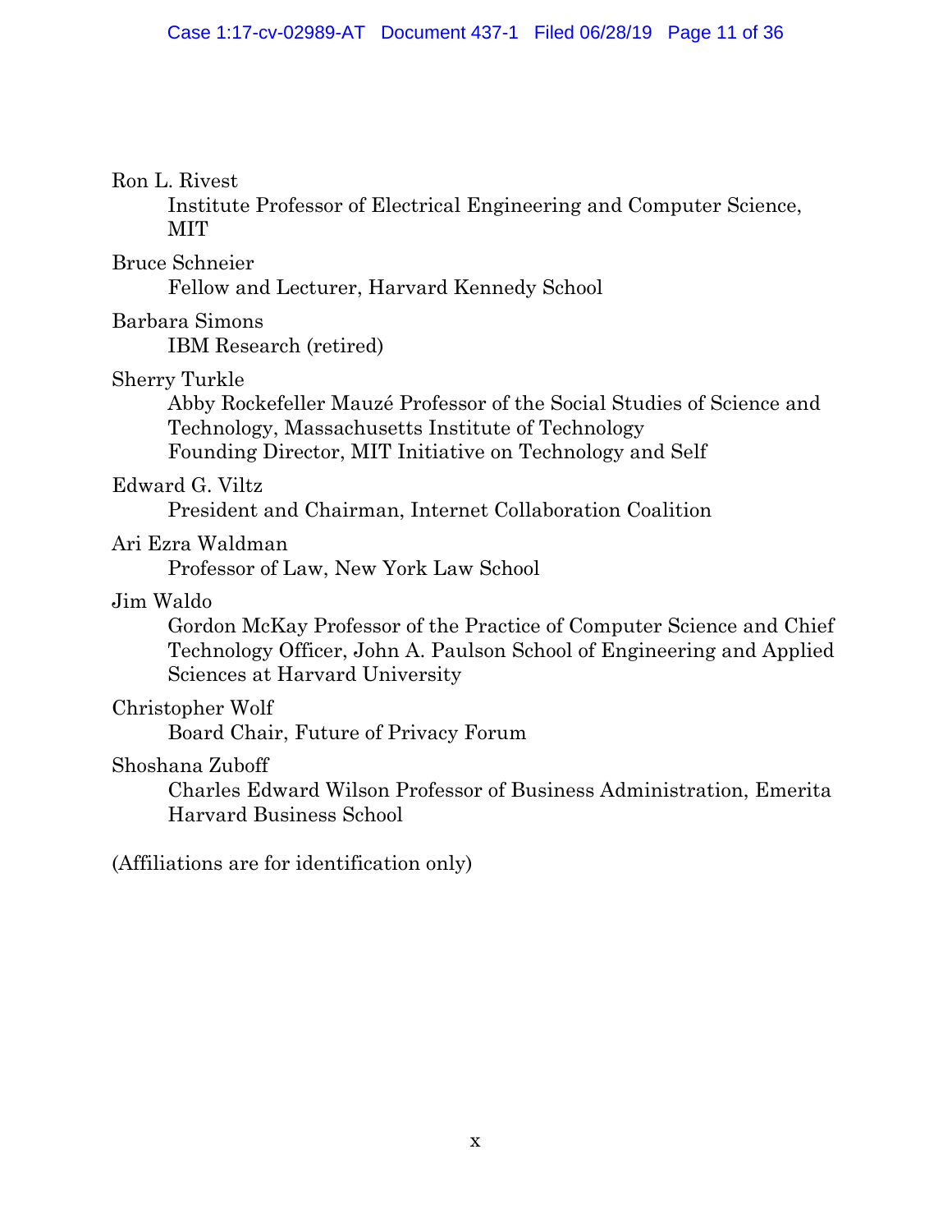Ron L. Rivest
  Institute Professor of Electrical Engineering and Computer Science, MIT

Bruce Schneier
  Fellow and Lecturer, Harvard Kennedy School

Barbara Simons
  IBM Research (retired)

Sherry Turkle
  Abby Rockefeller Mauzé Professor of the Social Studies of Science and Technology, Massachusetts Institute of Technology
  Founding Director, MIT Initiative on Technology and Self

Edward G. Viltz
  President and Chairman, Internet Collaboration Coalition

Ari Ezra Waldman
  Professor of Law, New York Law School

Jim Waldo
  Gordon McKay Professor of the Practice of Computer Science and Chief Technology Officer, John A. Paulson School of Engineering and Applied Sciences at Harvard University

Christopher Wolf
  Board Chair, Future of Privacy Forum

Shoshana Zuboff
  Charles Edward Wilson Professor of Business Administration, Emerita Harvard Business School

(Affiliations are for identification only)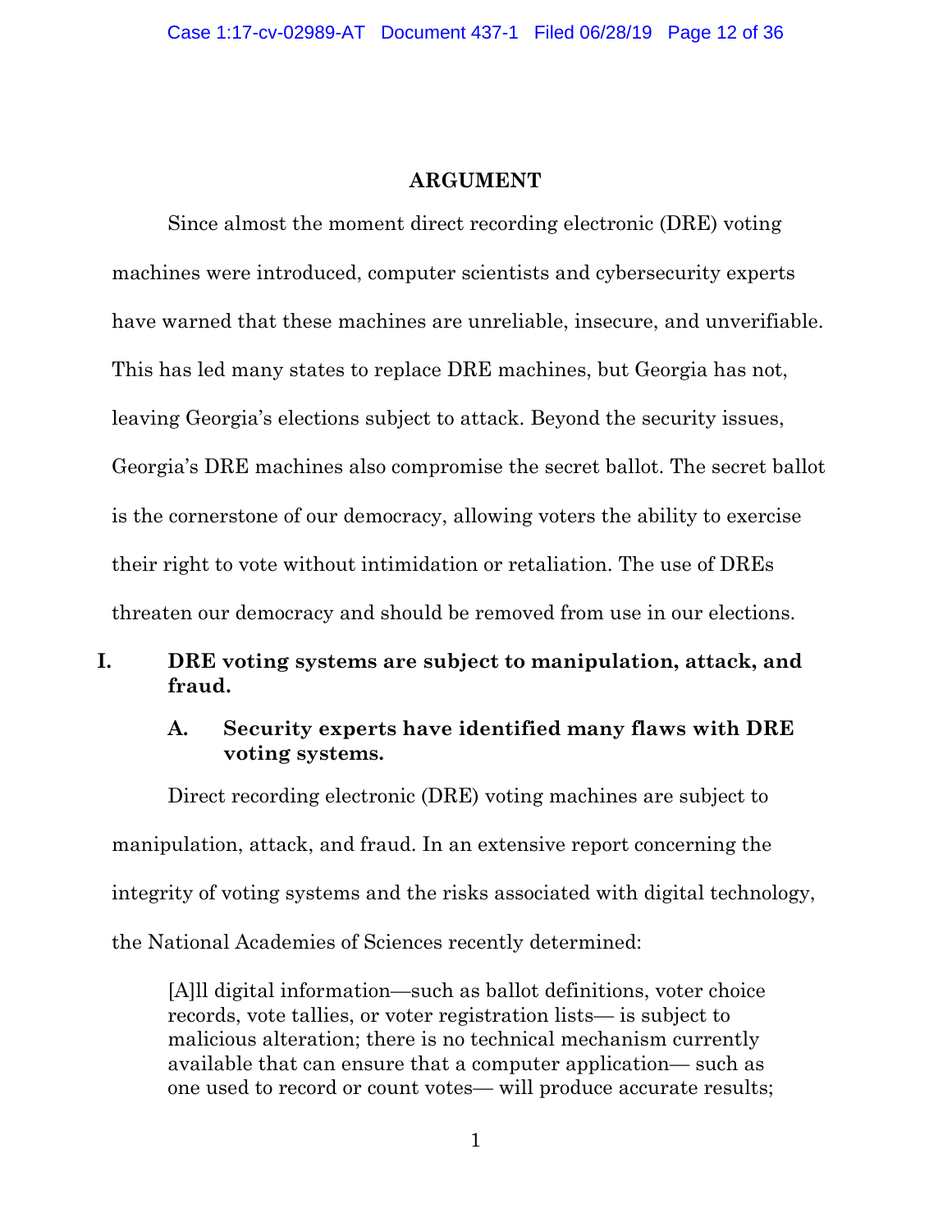## ARGUMENT

Since almost the moment direct recording electronic (DRE) voting machines were introduced, computer scientists and cybersecurity experts have warned that these machines are unreliable, insecure, and unverifiable. This has led many states to replace DRE machines, but Georgia has not, leaving Georgia's elections subject to attack. Beyond the security issues, Georgia's DRE machines also compromise the secret ballot. The secret ballot is the cornerstone of our democracy, allowing voters the ability to exercise their right to vote without intimidation or retaliation. The use of DREs threaten our democracy and should be removed from use in our elections.

### I. DRE voting systems are subject to manipulation, attack, and fraud.

#### A. Security experts have identified many flaws with DRE voting systems.

Direct recording electronic (DRE) voting machines are subject to manipulation, attack, and fraud. In an extensive report concerning the integrity of voting systems and the risks associated with digital technology, the National Academies of Sciences recently determined:

> [A]ll digital information—such as ballot definitions, voter choice records, vote tallies, or voter registration lists— is subject to malicious alteration; there is no technical mechanism currently available that can ensure that a computer application— such as one used to record or count votes— will produce accurate results;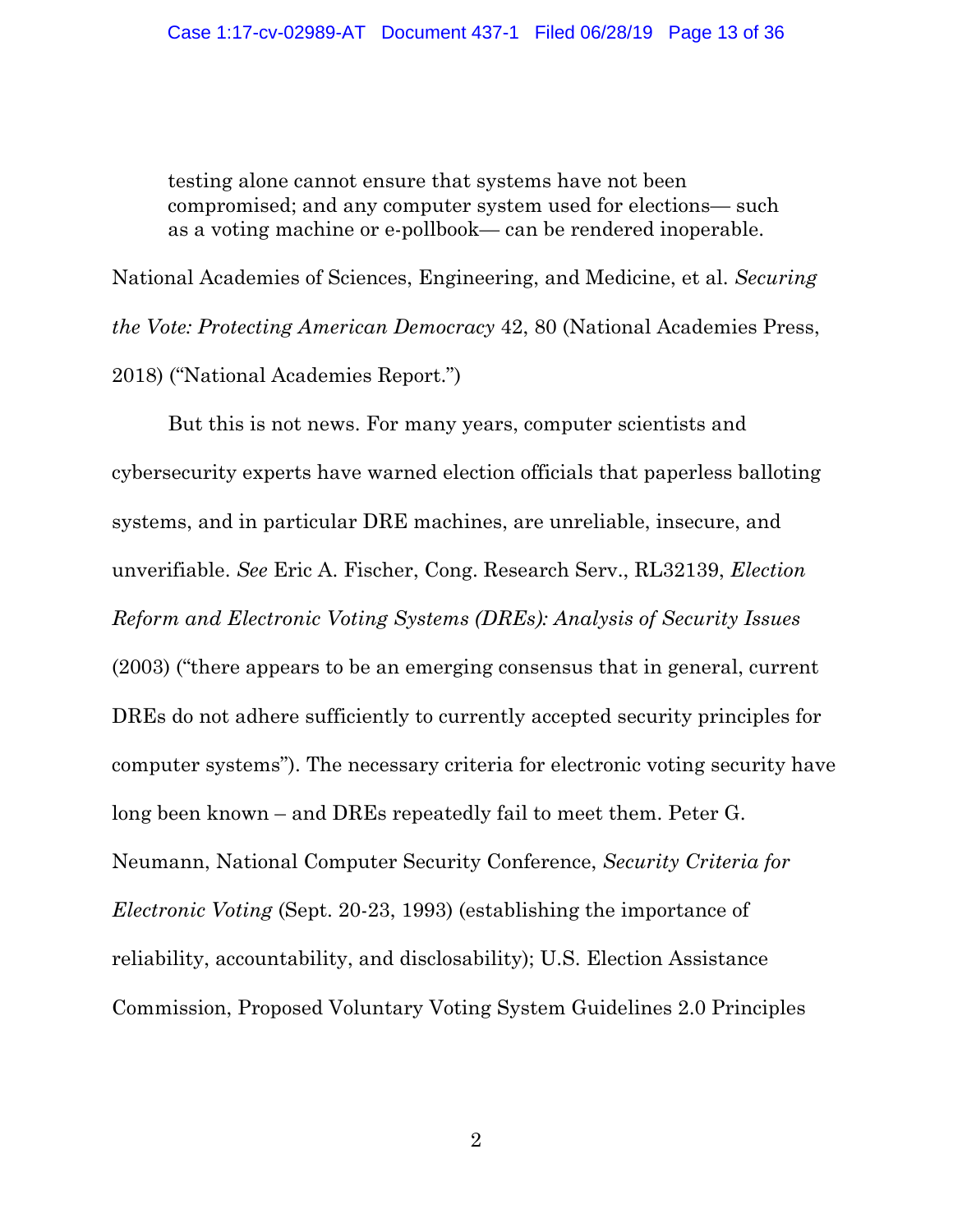> testing alone cannot ensure that systems have not been compromised; and any computer system used for elections— such as a voting machine or e-pollbook— can be rendered inoperable.

National Academies of Sciences, Engineering, and Medicine, et al. *Securing the Vote: Protecting American Democracy* 42, 80 (National Academies Press, 2018) ("National Academies Report.")

But this is not news. For many years, computer scientists and cybersecurity experts have warned election officials that paperless balloting systems, and in particular DRE machines, are unreliable, insecure, and unverifiable. *See* Eric A. Fischer, Cong. Research Serv., RL32139, *Election Reform and Electronic Voting Systems (DREs): Analysis of Security Issues* (2003) ("there appears to be an emerging consensus that in general, current DREs do not adhere sufficiently to currently accepted security principles for computer systems"). The necessary criteria for electronic voting security have long been known – and DREs repeatedly fail to meet them. Peter G. Neumann, National Computer Security Conference, *Security Criteria for Electronic Voting* (Sept. 20-23, 1993) (establishing the importance of reliability, accountability, and disclosability); U.S. Election Assistance Commission, Proposed Voluntary Voting System Guidelines 2.0 Principles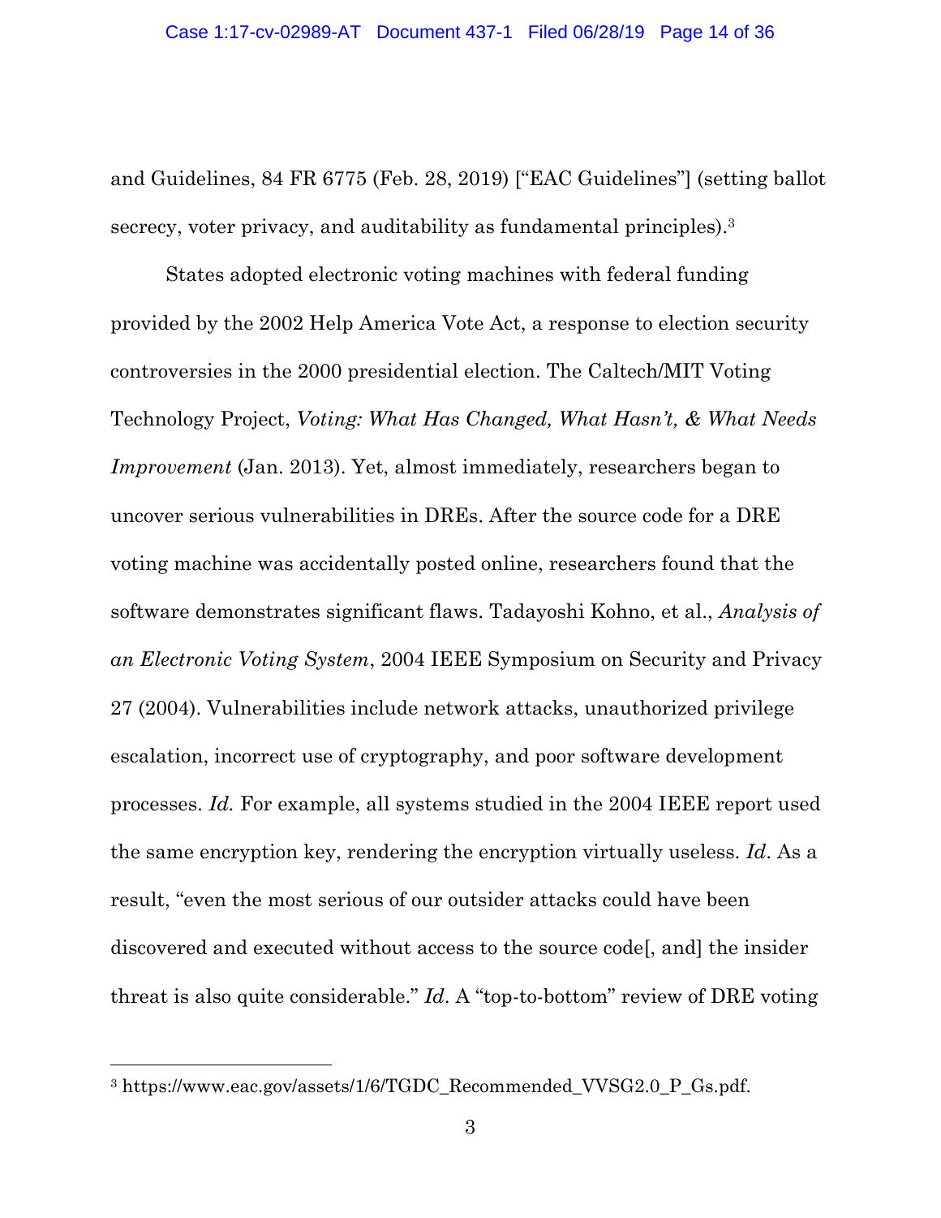and Guidelines, 84 FR 6775 (Feb. 28, 2019) ["EAC Guidelines"] (setting ballot secrecy, voter privacy, and auditability as fundamental principles).[3]

States adopted electronic voting machines with federal funding provided by the 2002 Help America Vote Act, a response to election security controversies in the 2000 presidential election. The Caltech/MIT Voting Technology Project, *Voting: What Has Changed, What Hasn't, & What Needs Improvement* (Jan. 2013). Yet, almost immediately, researchers began to uncover serious vulnerabilities in DREs. After the source code for a DRE voting machine was accidentally posted online, researchers found that the software demonstrates significant flaws. Tadayoshi Kohno, et al., *Analysis of an Electronic Voting System*, 2004 IEEE Symposium on Security and Privacy 27 (2004). Vulnerabilities include network attacks, unauthorized privilege escalation, incorrect use of cryptography, and poor software development processes. *Id.* For example, all systems studied in the 2004 IEEE report used the same encryption key, rendering the encryption virtually useless. *Id*. As a result, "even the most serious of our outsider attacks could have been discovered and executed without access to the source code[, and] the insider threat is also quite considerable." *Id*. A "top-to-bottom" review of DRE voting

---

[3] https://www.eac.gov/assets/1/6/TGDC_Recommended_VVSG2.0_P_Gs.pdf.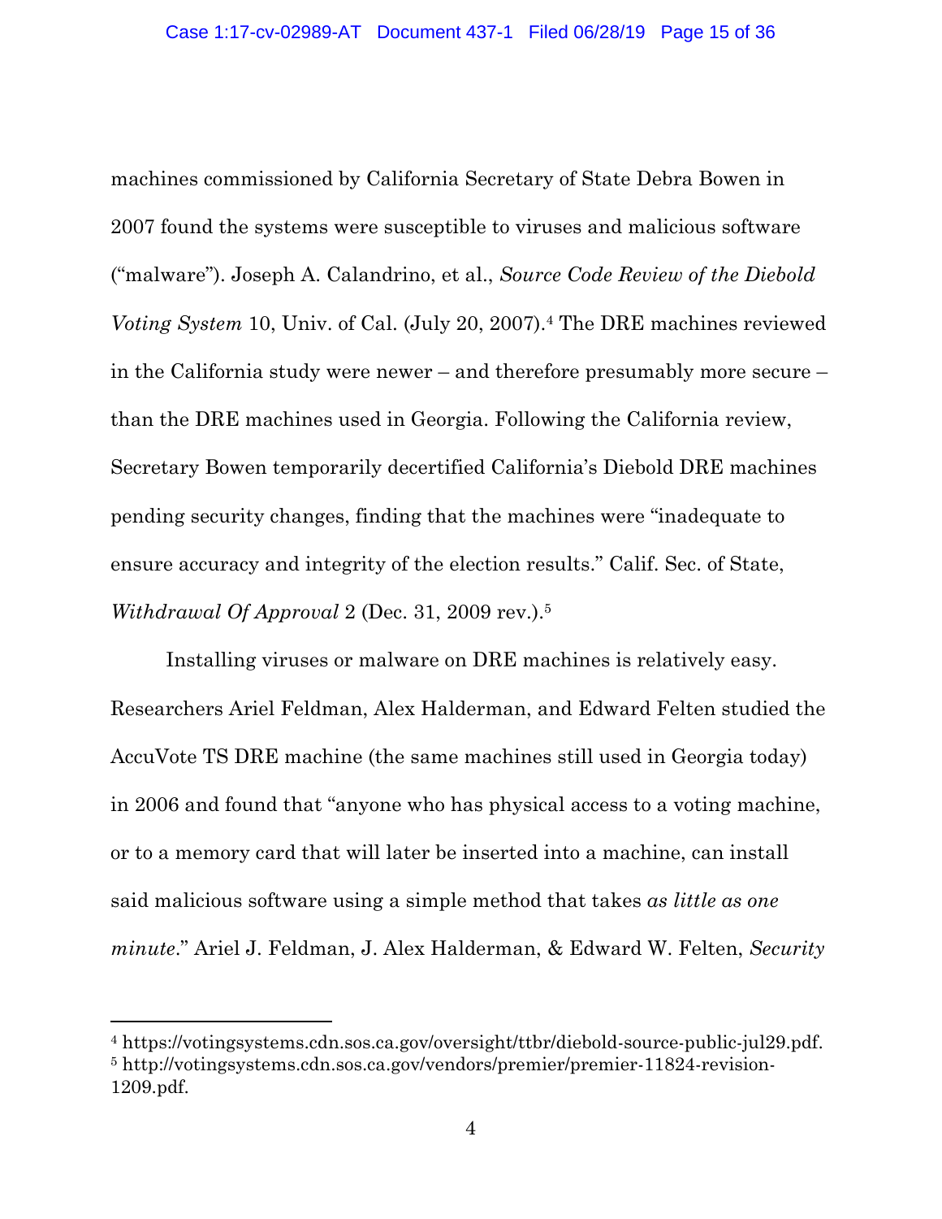machines commissioned by California Secretary of State Debra Bowen in 2007 found the systems were susceptible to viruses and malicious software ("malware"). Joseph A. Calandrino, et al., *Source Code Review of the Diebold Voting System* 10, Univ. of Cal. (July 20, 2007).[4] The DRE machines reviewed in the California study were newer – and therefore presumably more secure – than the DRE machines used in Georgia. Following the California review, Secretary Bowen temporarily decertified California's Diebold DRE machines pending security changes, finding that the machines were "inadequate to ensure accuracy and integrity of the election results." Calif. Sec. of State, *Withdrawal Of Approval* 2 (Dec. 31, 2009 rev.).[5]

Installing viruses or malware on DRE machines is relatively easy. Researchers Ariel Feldman, Alex Halderman, and Edward Felten studied the AccuVote TS DRE machine (the same machines still used in Georgia today) in 2006 and found that "anyone who has physical access to a voting machine, or to a memory card that will later be inserted into a machine, can install said malicious software using a simple method that takes *as little as one minute*." Ariel J. Feldman, J. Alex Halderman, & Edward W. Felten, *Security*

---

[4] https://votingsystems.cdn.sos.ca.gov/oversight/ttbr/diebold-source-public-jul29.pdf.

[5] http://votingsystems.cdn.sos.ca.gov/vendors/premier/premier-11824-revision-1209.pdf.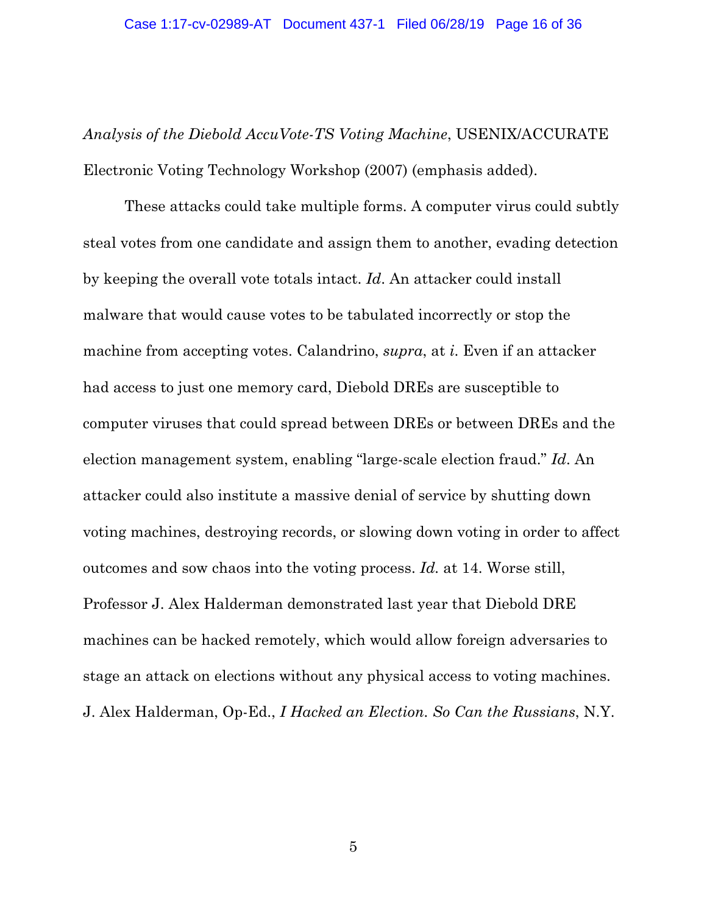*Analysis of the Diebold AccuVote-TS Voting Machine*, USENIX/ACCURATE Electronic Voting Technology Workshop (2007) (emphasis added).

These attacks could take multiple forms. A computer virus could subtly steal votes from one candidate and assign them to another, evading detection by keeping the overall vote totals intact. *Id*. An attacker could install malware that would cause votes to be tabulated incorrectly or stop the machine from accepting votes. Calandrino, *supra*, at *i*. Even if an attacker had access to just one memory card, Diebold DREs are susceptible to computer viruses that could spread between DREs or between DREs and the election management system, enabling "large-scale election fraud." *Id*. An attacker could also institute a massive denial of service by shutting down voting machines, destroying records, or slowing down voting in order to affect outcomes and sow chaos into the voting process. *Id.* at 14. Worse still, Professor J. Alex Halderman demonstrated last year that Diebold DRE machines can be hacked remotely, which would allow foreign adversaries to stage an attack on elections without any physical access to voting machines. J. Alex Halderman, Op-Ed., *I Hacked an Election. So Can the Russians*, N.Y.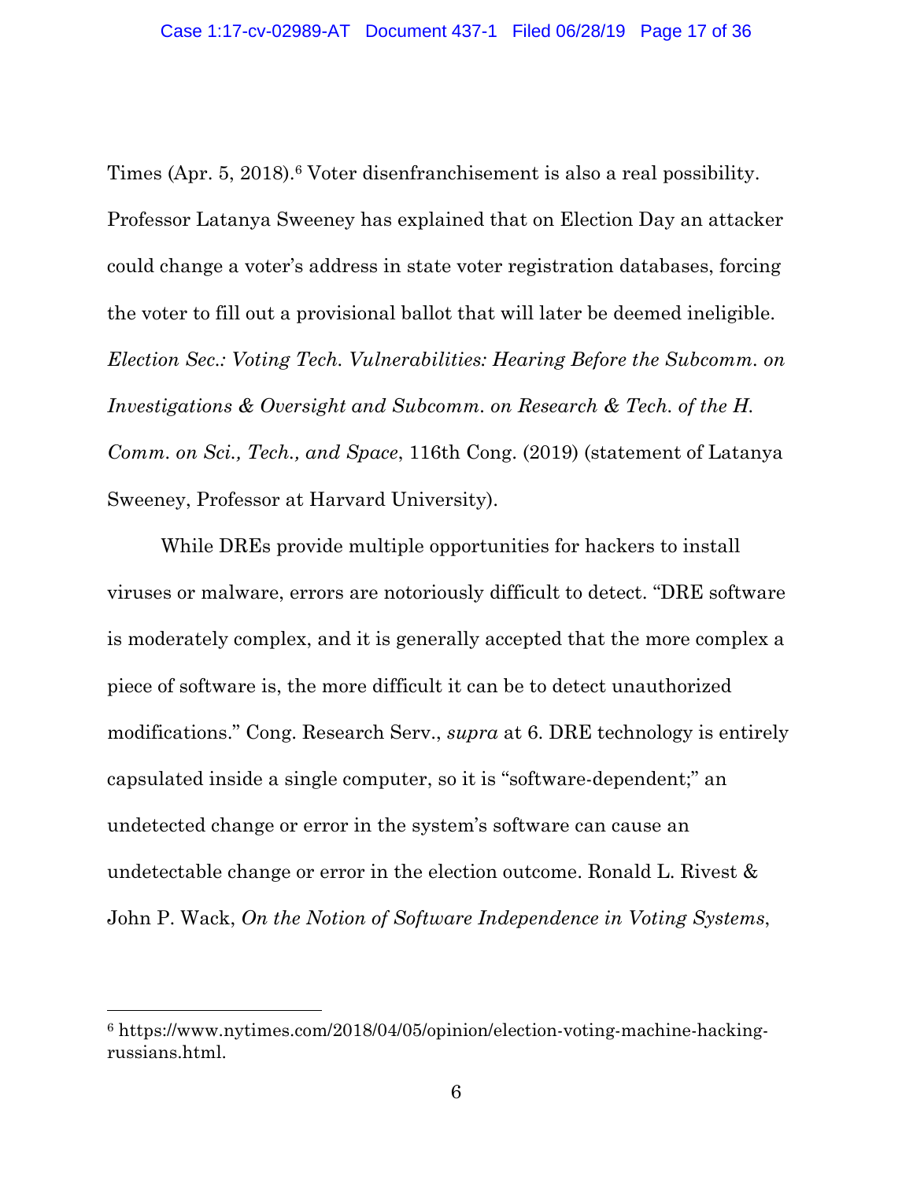Times (Apr. 5, 2018).[6] Voter disenfranchisement is also a real possibility. Professor Latanya Sweeney has explained that on Election Day an attacker could change a voter's address in state voter registration databases, forcing the voter to fill out a provisional ballot that will later be deemed ineligible. *Election Sec.: Voting Tech. Vulnerabilities: Hearing Before the Subcomm. on Investigations & Oversight and Subcomm. on Research & Tech. of the H. Comm. on Sci., Tech., and Space*, 116th Cong. (2019) (statement of Latanya Sweeney, Professor at Harvard University).

While DREs provide multiple opportunities for hackers to install viruses or malware, errors are notoriously difficult to detect. "DRE software is moderately complex, and it is generally accepted that the more complex a piece of software is, the more difficult it can be to detect unauthorized modifications." Cong. Research Serv., *supra* at 6. DRE technology is entirely capsulated inside a single computer, so it is "software-dependent;" an undetected change or error in the system's software can cause an undetectable change or error in the election outcome. Ronald L. Rivest & John P. Wack, *On the Notion of Software Independence in Voting Systems*,

[6] https://www.nytimes.com/2018/04/05/opinion/election-voting-machine-hacking-russians.html.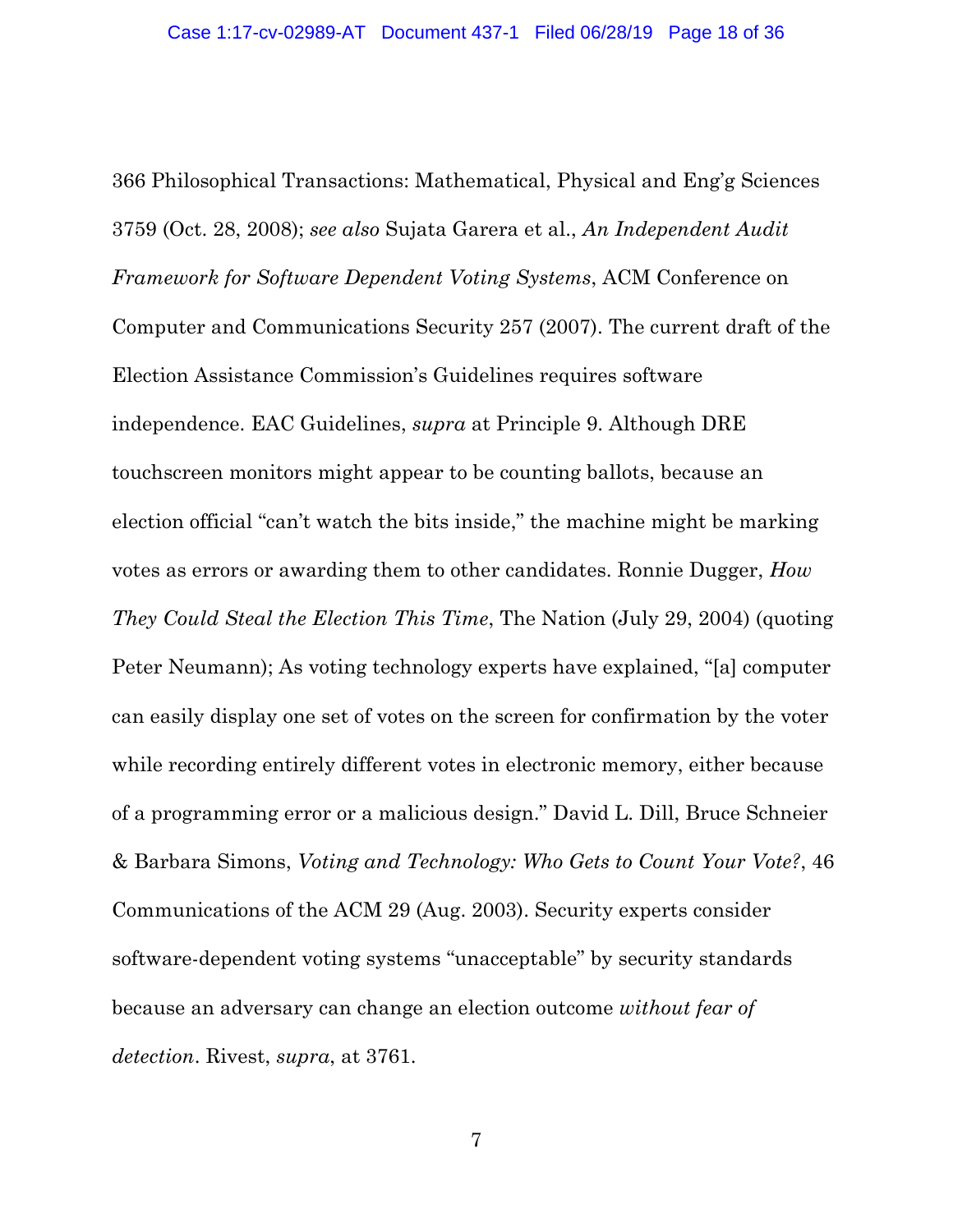366 Philosophical Transactions: Mathematical, Physical and Eng'g Sciences 3759 (Oct. 28, 2008); *see also* Sujata Garera et al., *An Independent Audit Framework for Software Dependent Voting Systems*, ACM Conference on Computer and Communications Security 257 (2007). The current draft of the Election Assistance Commission's Guidelines requires software independence. EAC Guidelines, *supra* at Principle 9. Although DRE touchscreen monitors might appear to be counting ballots, because an election official "can't watch the bits inside," the machine might be marking votes as errors or awarding them to other candidates. Ronnie Dugger, *How They Could Steal the Election This Time*, The Nation (July 29, 2004) (quoting Peter Neumann); As voting technology experts have explained, "[a] computer can easily display one set of votes on the screen for confirmation by the voter while recording entirely different votes in electronic memory, either because of a programming error or a malicious design." David L. Dill, Bruce Schneier & Barbara Simons, *Voting and Technology: Who Gets to Count Your Vote?*, 46 Communications of the ACM 29 (Aug. 2003). Security experts consider software-dependent voting systems "unacceptable" by security standards because an adversary can change an election outcome *without fear of detection*. Rivest, *supra*, at 3761.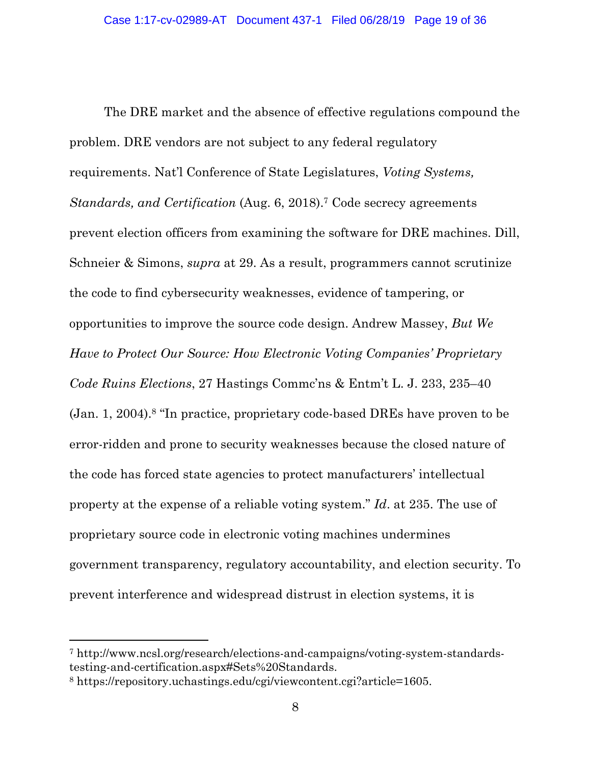The DRE market and the absence of effective regulations compound the problem. DRE vendors are not subject to any federal regulatory requirements. Nat'l Conference of State Legislatures, *Voting Systems, Standards, and Certification* (Aug. 6, 2018).[7] Code secrecy agreements prevent election officers from examining the software for DRE machines. Dill, Schneier & Simons, *supra* at 29. As a result, programmers cannot scrutinize the code to find cybersecurity weaknesses, evidence of tampering, or opportunities to improve the source code design. Andrew Massey, *But We Have to Protect Our Source: How Electronic Voting Companies' Proprietary Code Ruins Elections*, 27 Hastings Commc'ns & Entm't L. J. 233, 235–40 (Jan. 1, 2004).[8] "In practice, proprietary code-based DREs have proven to be error-ridden and prone to security weaknesses because the closed nature of the code has forced state agencies to protect manufacturers' intellectual property at the expense of a reliable voting system." *Id*. at 235. The use of proprietary source code in electronic voting machines undermines government transparency, regulatory accountability, and election security. To prevent interference and widespread distrust in election systems, it is

---

[7] http://www.ncsl.org/research/elections-and-campaigns/voting-system-standards-testing-and-certification.aspx#Sets%20Standards.

[8] https://repository.uchastings.edu/cgi/viewcontent.cgi?article=1605.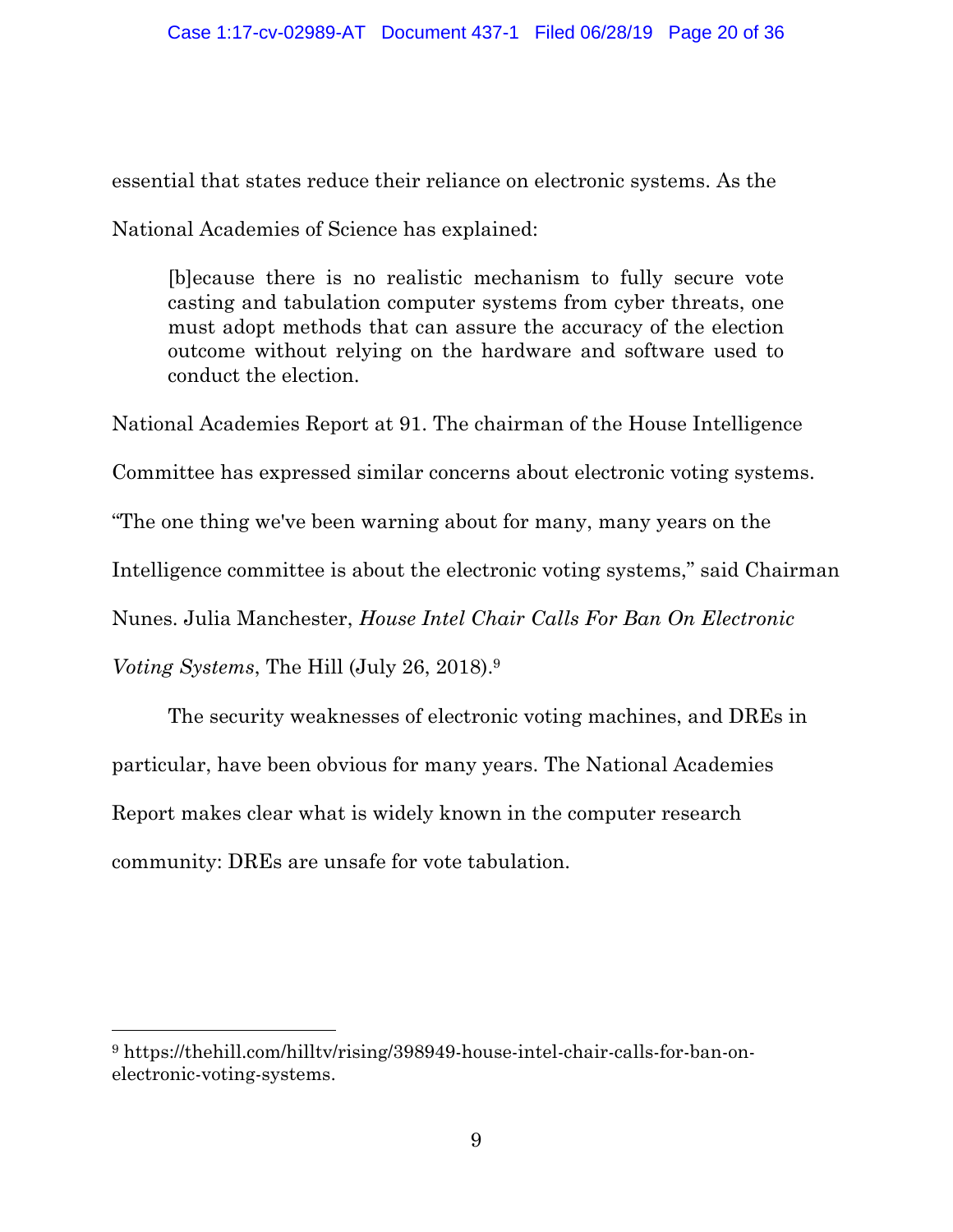essential that states reduce their reliance on electronic systems. As the National Academies of Science has explained:

> [b]ecause there is no realistic mechanism to fully secure vote casting and tabulation computer systems from cyber threats, one must adopt methods that can assure the accuracy of the election outcome without relying on the hardware and software used to conduct the election.

National Academies Report at 91. The chairman of the House Intelligence Committee has expressed similar concerns about electronic voting systems. "The one thing we've been warning about for many, many years on the Intelligence committee is about the electronic voting systems," said Chairman Nunes. Julia Manchester, *House Intel Chair Calls For Ban On Electronic Voting Systems*, The Hill (July 26, 2018).[9]

The security weaknesses of electronic voting machines, and DREs in particular, have been obvious for many years. The National Academies Report makes clear what is widely known in the computer research community: DREs are unsafe for vote tabulation.

---

[9] https://thehill.com/hilltv/rising/398949-house-intel-chair-calls-for-ban-on-electronic-voting-systems.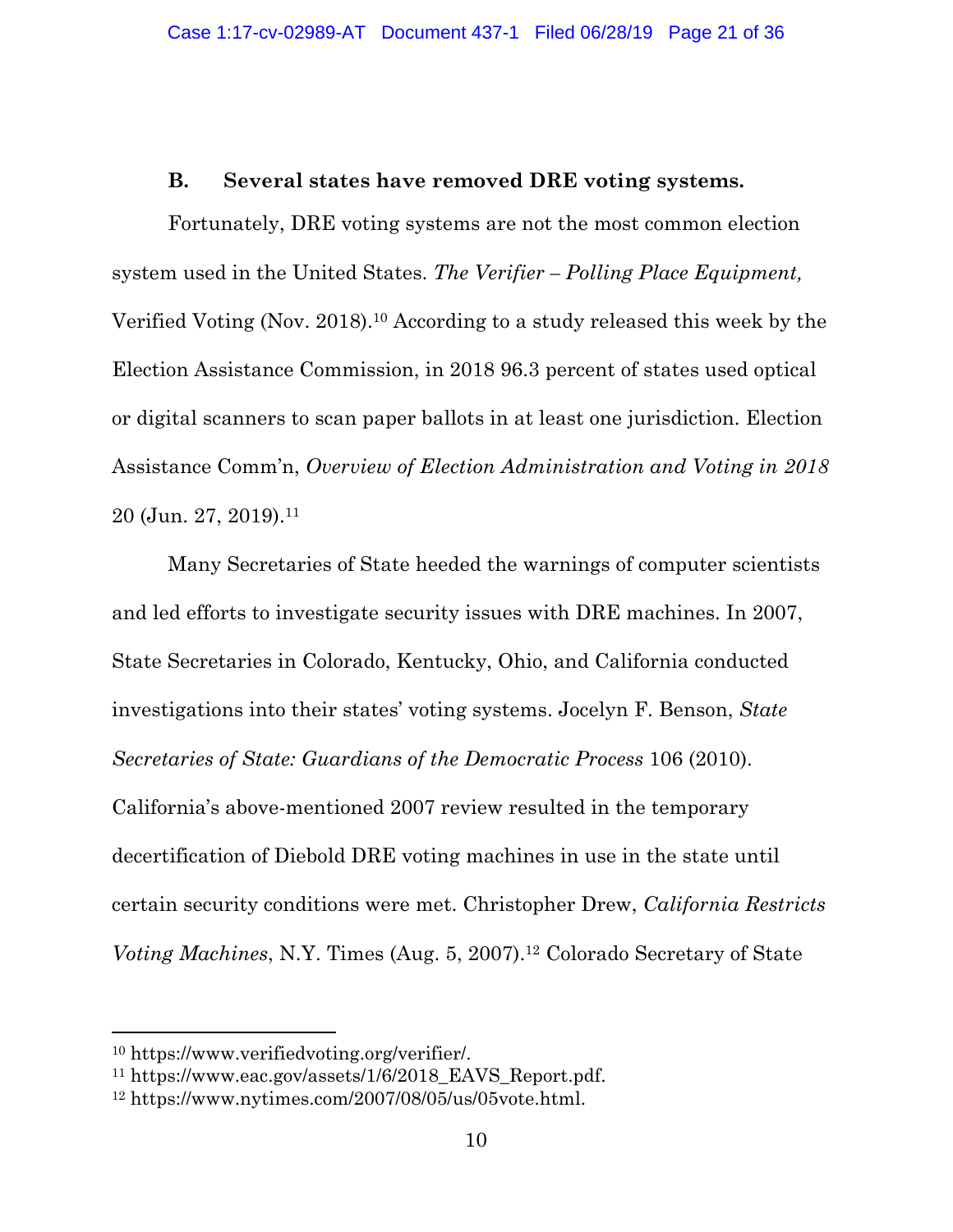### B. Several states have removed DRE voting systems.

Fortunately, DRE voting systems are not the most common election system used in the United States. *The Verifier – Polling Place Equipment,* Verified Voting (Nov. 2018).[10] According to a study released this week by the Election Assistance Commission, in 2018 96.3 percent of states used optical or digital scanners to scan paper ballots in at least one jurisdiction. Election Assistance Comm'n, *Overview of Election Administration and Voting in 2018* 20 (Jun. 27, 2019).[11]

Many Secretaries of State heeded the warnings of computer scientists and led efforts to investigate security issues with DRE machines. In 2007, State Secretaries in Colorado, Kentucky, Ohio, and California conducted investigations into their states' voting systems. Jocelyn F. Benson, *State Secretaries of State: Guardians of the Democratic Process* 106 (2010). California's above-mentioned 2007 review resulted in the temporary decertification of Diebold DRE voting machines in use in the state until certain security conditions were met. Christopher Drew, *California Restricts Voting Machines*, N.Y. Times (Aug. 5, 2007).[12] Colorado Secretary of State

---

[10] https://www.verifiedvoting.org/verifier/.

[11] https://www.eac.gov/assets/1/6/2018_EAVS_Report.pdf.

[12] https://www.nytimes.com/2007/08/05/us/05vote.html.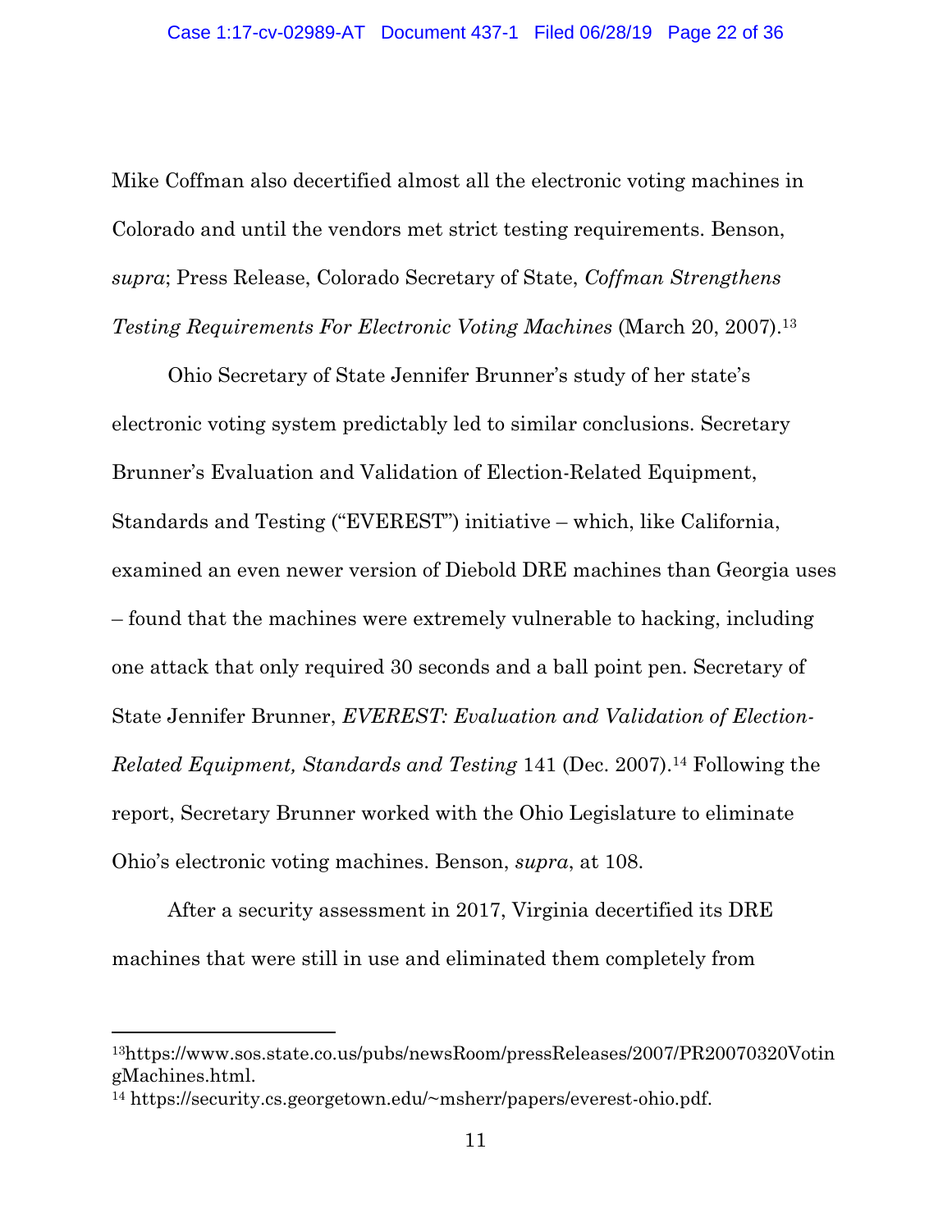Mike Coffman also decertified almost all the electronic voting machines in Colorado and until the vendors met strict testing requirements. Benson, *supra*; Press Release, Colorado Secretary of State, *Coffman Strengthens Testing Requirements For Electronic Voting Machines* (March 20, 2007).[13]

Ohio Secretary of State Jennifer Brunner's study of her state's electronic voting system predictably led to similar conclusions. Secretary Brunner's Evaluation and Validation of Election-Related Equipment, Standards and Testing ("EVEREST") initiative – which, like California, examined an even newer version of Diebold DRE machines than Georgia uses – found that the machines were extremely vulnerable to hacking, including one attack that only required 30 seconds and a ball point pen. Secretary of State Jennifer Brunner, *EVEREST: Evaluation and Validation of Election-Related Equipment, Standards and Testing* 141 (Dec. 2007).[14] Following the report, Secretary Brunner worked with the Ohio Legislature to eliminate Ohio's electronic voting machines. Benson, *supra*, at 108.

After a security assessment in 2017, Virginia decertified its DRE machines that were still in use and eliminated them completely from

---

[13] https://www.sos.state.co.us/pubs/newsRoom/pressReleases/2007/PR20070320VotingMachines.html.

[14] https://security.cs.georgetown.edu/~msherr/papers/everest-ohio.pdf.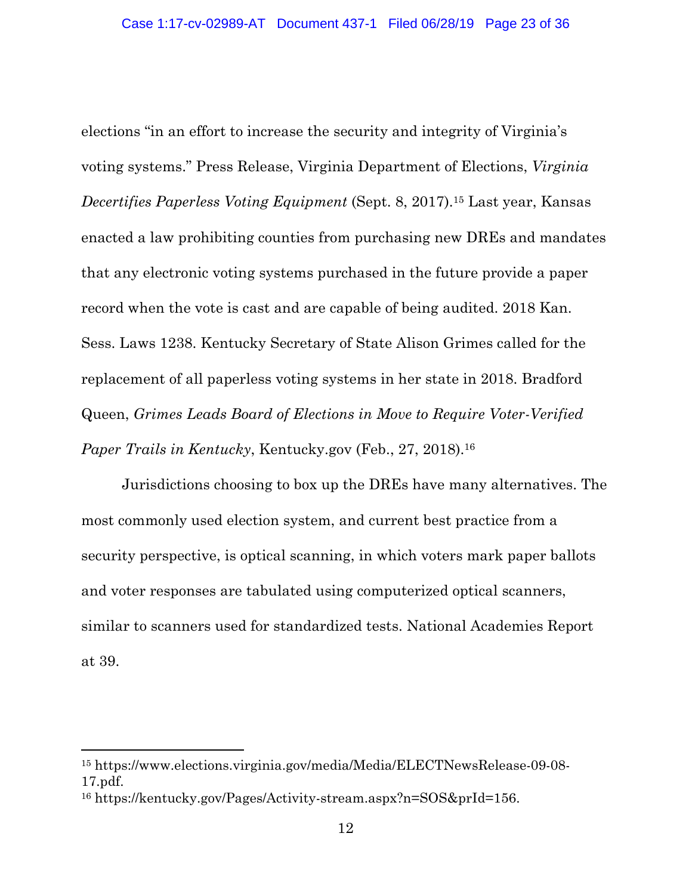elections "in an effort to increase the security and integrity of Virginia's voting systems." Press Release, Virginia Department of Elections, *Virginia Decertifies Paperless Voting Equipment* (Sept. 8, 2017).[15] Last year, Kansas enacted a law prohibiting counties from purchasing new DREs and mandates that any electronic voting systems purchased in the future provide a paper record when the vote is cast and are capable of being audited. 2018 Kan. Sess. Laws 1238. Kentucky Secretary of State Alison Grimes called for the replacement of all paperless voting systems in her state in 2018. Bradford Queen, *Grimes Leads Board of Elections in Move to Require Voter-Verified Paper Trails in Kentucky*, Kentucky.gov (Feb., 27, 2018).[16]

Jurisdictions choosing to box up the DREs have many alternatives. The most commonly used election system, and current best practice from a security perspective, is optical scanning, in which voters mark paper ballots and voter responses are tabulated using computerized optical scanners, similar to scanners used for standardized tests. National Academies Report at 39.

---

[15] https://www.elections.virginia.gov/media/Media/ELECTNewsRelease-09-08-17.pdf.

[16] https://kentucky.gov/Pages/Activity-stream.aspx?n=SOS&prId=156.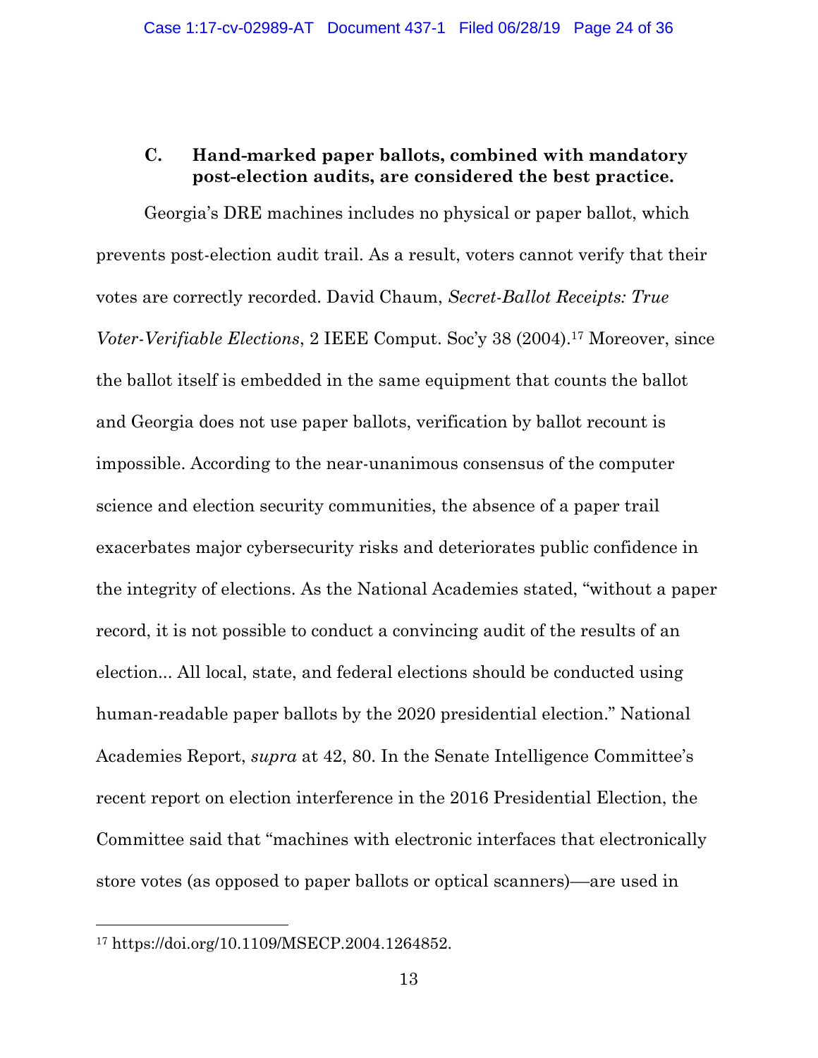### C. Hand-marked paper ballots, combined with mandatory post-election audits, are considered the best practice.

Georgia's DRE machines includes no physical or paper ballot, which prevents post-election audit trail. As a result, voters cannot verify that their votes are correctly recorded. David Chaum, *Secret-Ballot Receipts: True Voter-Verifiable Elections*, 2 IEEE Comput. Soc'y 38 (2004).[17] Moreover, since the ballot itself is embedded in the same equipment that counts the ballot and Georgia does not use paper ballots, verification by ballot recount is impossible. According to the near-unanimous consensus of the computer science and election security communities, the absence of a paper trail exacerbates major cybersecurity risks and deteriorates public confidence in the integrity of elections. As the National Academies stated, "without a paper record, it is not possible to conduct a convincing audit of the results of an election... All local, state, and federal elections should be conducted using human-readable paper ballots by the 2020 presidential election." National Academies Report, *supra* at 42, 80. In the Senate Intelligence Committee's recent report on election interference in the 2016 Presidential Election, the Committee said that "machines with electronic interfaces that electronically store votes (as opposed to paper ballots or optical scanners)—are used in

---

[17] https://doi.org/10.1109/MSECP.2004.1264852.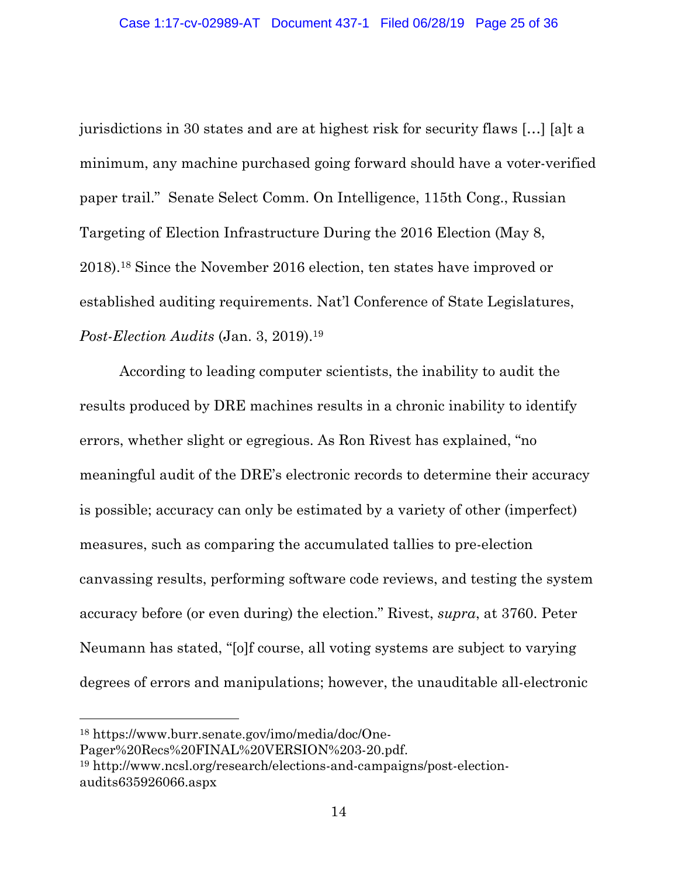jurisdictions in 30 states and are at highest risk for security flaws […] [a]t a minimum, any machine purchased going forward should have a voter-verified paper trail." Senate Select Comm. On Intelligence, 115th Cong., Russian Targeting of Election Infrastructure During the 2016 Election (May 8, 2018).[18] Since the November 2016 election, ten states have improved or established auditing requirements. Nat'l Conference of State Legislatures, *Post-Election Audits* (Jan. 3, 2019).[19]

According to leading computer scientists, the inability to audit the results produced by DRE machines results in a chronic inability to identify errors, whether slight or egregious. As Ron Rivest has explained, "no meaningful audit of the DRE's electronic records to determine their accuracy is possible; accuracy can only be estimated by a variety of other (imperfect) measures, such as comparing the accumulated tallies to pre-election canvassing results, performing software code reviews, and testing the system accuracy before (or even during) the election." Rivest, *supra*, at 3760. Peter Neumann has stated, "[o]f course, all voting systems are subject to varying degrees of errors and manipulations; however, the unauditable all-electronic

---

[18] https://www.burr.senate.gov/imo/media/doc/One-Pager%20Recs%20FINAL%20VERSION%203-20.pdf.

[19] http://www.ncsl.org/research/elections-and-campaigns/post-election-audits635926066.aspx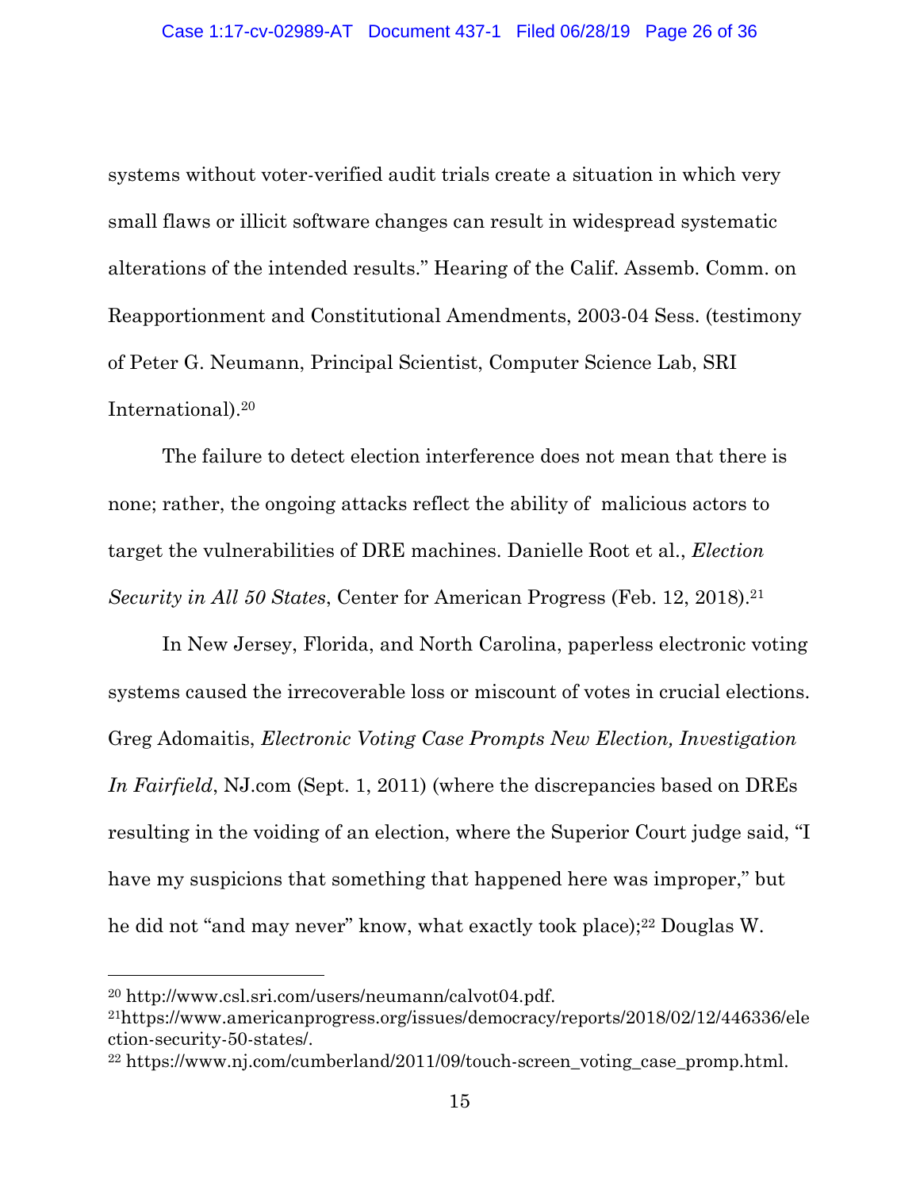systems without voter-verified audit trials create a situation in which very small flaws or illicit software changes can result in widespread systematic alterations of the intended results." Hearing of the Calif. Assemb. Comm. on Reapportionment and Constitutional Amendments, 2003-04 Sess. (testimony of Peter G. Neumann, Principal Scientist, Computer Science Lab, SRI International).[20]

The failure to detect election interference does not mean that there is none; rather, the ongoing attacks reflect the ability of malicious actors to target the vulnerabilities of DRE machines. Danielle Root et al., *Election Security in All 50 States*, Center for American Progress (Feb. 12, 2018).[21]

In New Jersey, Florida, and North Carolina, paperless electronic voting systems caused the irrecoverable loss or miscount of votes in crucial elections. Greg Adomaitis, *Electronic Voting Case Prompts New Election, Investigation In Fairfield*, NJ.com (Sept. 1, 2011) (where the discrepancies based on DREs resulting in the voiding of an election, where the Superior Court judge said, "I have my suspicions that something that happened here was improper," but he did not "and may never" know, what exactly took place);[22] Douglas W.

---

[20] http://www.csl.sri.com/users/neumann/calvot04.pdf.

[21] https://www.americanprogress.org/issues/democracy/reports/2018/02/12/446336/election-security-50-states/.

[22] https://www.nj.com/cumberland/2011/09/touch-screen_voting_case_promp.html.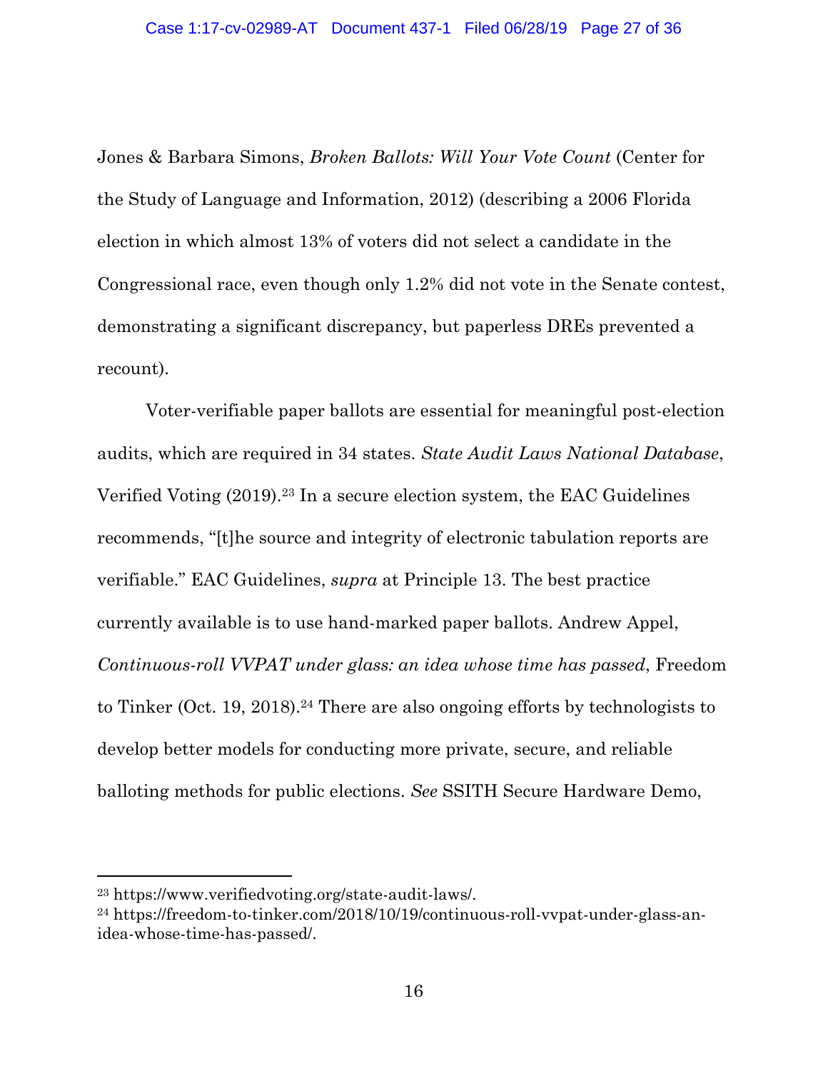Jones & Barbara Simons, *Broken Ballots: Will Your Vote Count* (Center for the Study of Language and Information, 2012) (describing a 2006 Florida election in which almost 13% of voters did not select a candidate in the Congressional race, even though only 1.2% did not vote in the Senate contest, demonstrating a significant discrepancy, but paperless DREs prevented a recount).

Voter-verifiable paper ballots are essential for meaningful post-election audits, which are required in 34 states. *State Audit Laws National Database*, Verified Voting (2019).[23] In a secure election system, the EAC Guidelines recommends, "[t]he source and integrity of electronic tabulation reports are verifiable." EAC Guidelines, *supra* at Principle 13. The best practice currently available is to use hand-marked paper ballots. Andrew Appel, *Continuous-roll VVPAT under glass: an idea whose time has passed*, Freedom to Tinker (Oct. 19, 2018).[24] There are also ongoing efforts by technologists to develop better models for conducting more private, secure, and reliable balloting methods for public elections. *See* SSITH Secure Hardware Demo,

---

[23] https://www.verifiedvoting.org/state-audit-laws/.

[24] https://freedom-to-tinker.com/2018/10/19/continuous-roll-vvpat-under-glass-an-idea-whose-time-has-passed/.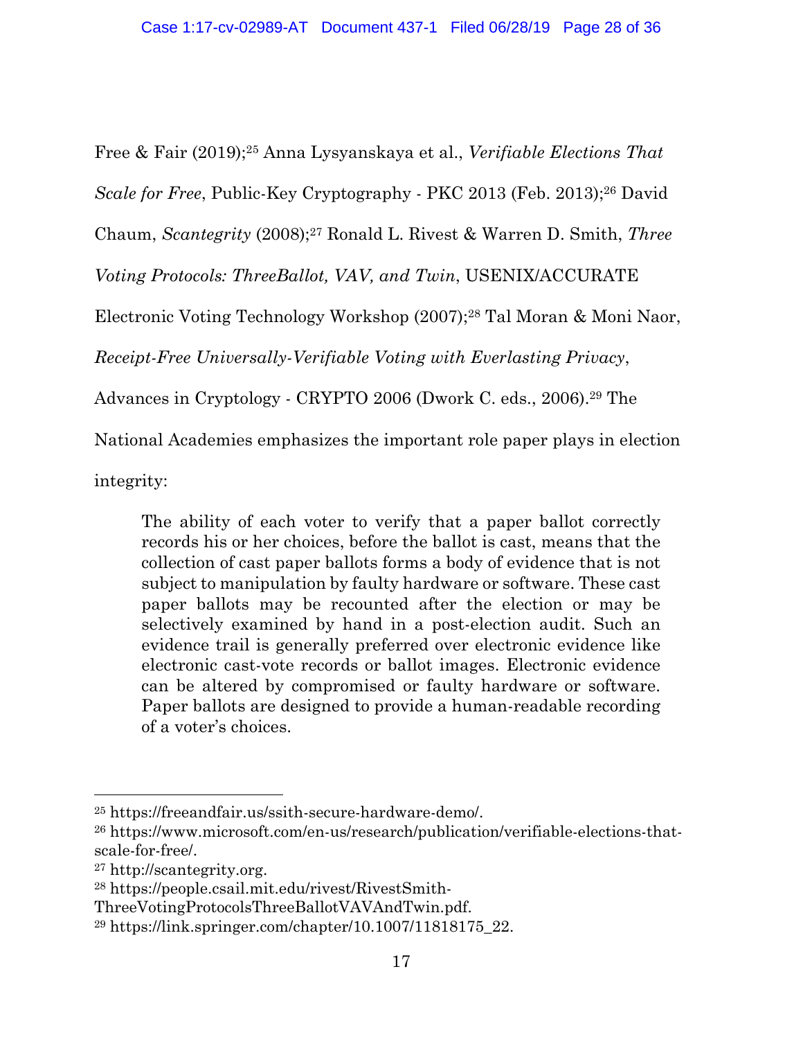Free & Fair (2019);[25] Anna Lysyanskaya et al., *Verifiable Elections That Scale for Free*, Public-Key Cryptography - PKC 2013 (Feb. 2013);[26] David Chaum, *Scantegrity* (2008);[27] Ronald L. Rivest & Warren D. Smith, *Three Voting Protocols: ThreeBallot, VAV, and Twin*, USENIX/ACCURATE Electronic Voting Technology Workshop (2007);[28] Tal Moran & Moni Naor, *Receipt-Free Universally-Verifiable Voting with Everlasting Privacy*, Advances in Cryptology - CRYPTO 2006 (Dwork C. eds., 2006).[29] The National Academies emphasizes the important role paper plays in election integrity:

> The ability of each voter to verify that a paper ballot correctly records his or her choices, before the ballot is cast, means that the collection of cast paper ballots forms a body of evidence that is not subject to manipulation by faulty hardware or software. These cast paper ballots may be recounted after the election or may be selectively examined by hand in a post-election audit. Such an evidence trail is generally preferred over electronic evidence like electronic cast-vote records or ballot images. Electronic evidence can be altered by compromised or faulty hardware or software. Paper ballots are designed to provide a human-readable recording of a voter's choices.

---

[25] https://freeandfair.us/ssith-secure-hardware-demo/.

[26] https://www.microsoft.com/en-us/research/publication/verifiable-elections-that-scale-for-free/.

[27] http://scantegrity.org.

[28] https://people.csail.mit.edu/rivest/RivestSmith-ThreeVotingProtocolsThreeBallotVAVAndTwin.pdf.

[29] https://link.springer.com/chapter/10.1007/11818175_22.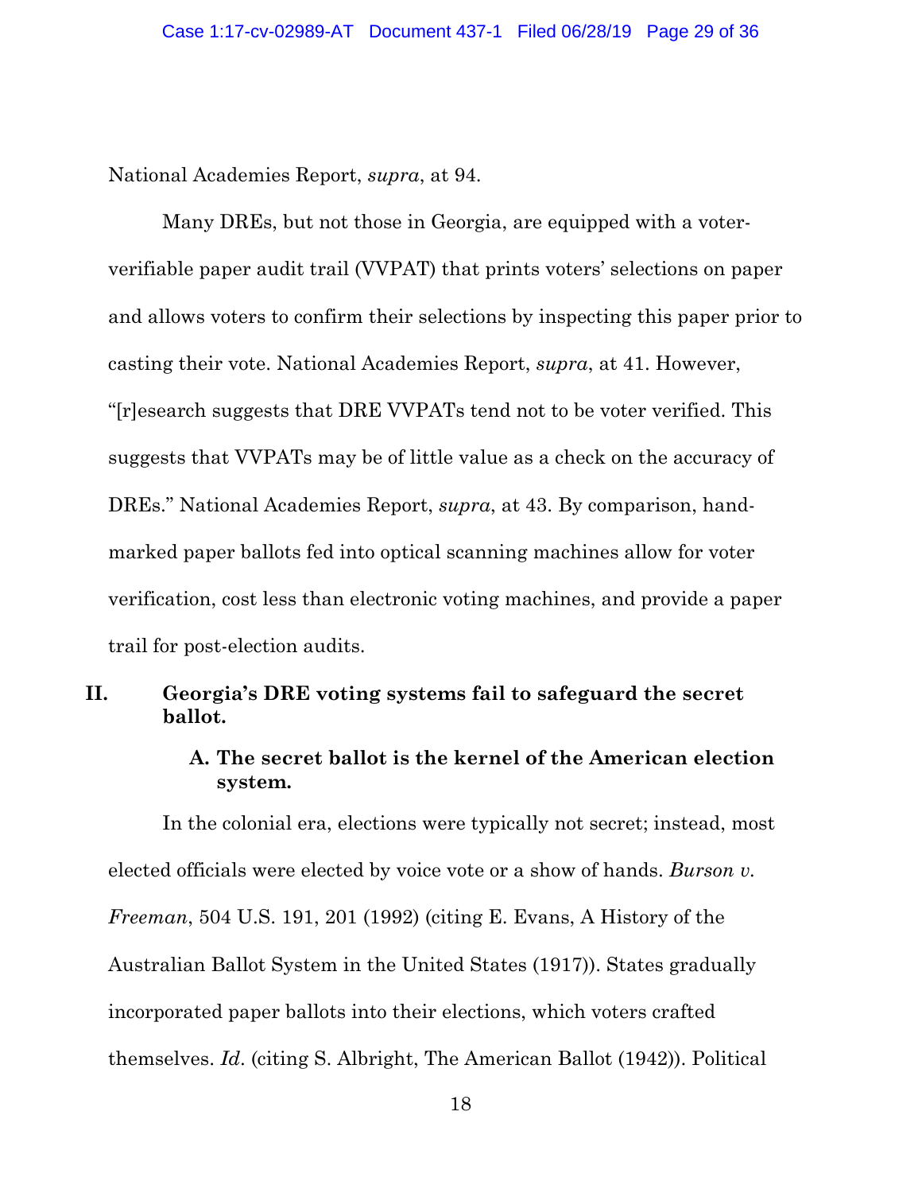National Academies Report, *supra*, at 94.

Many DREs, but not those in Georgia, are equipped with a voter-verifiable paper audit trail (VVPAT) that prints voters' selections on paper and allows voters to confirm their selections by inspecting this paper prior to casting their vote. National Academies Report, *supra*, at 41. However, "[r]esearch suggests that DRE VVPATs tend not to be voter verified. This suggests that VVPATs may be of little value as a check on the accuracy of DREs." National Academies Report, *supra*, at 43. By comparison, hand-marked paper ballots fed into optical scanning machines allow for voter verification, cost less than electronic voting machines, and provide a paper trail for post-election audits.

## II. Georgia's DRE voting systems fail to safeguard the secret ballot.

### A. The secret ballot is the kernel of the American election system.

In the colonial era, elections were typically not secret; instead, most elected officials were elected by voice vote or a show of hands. *Burson v. Freeman*, 504 U.S. 191, 201 (1992) (citing E. Evans, A History of the Australian Ballot System in the United States (1917)). States gradually incorporated paper ballots into their elections, which voters crafted themselves. *Id*. (citing S. Albright, The American Ballot (1942)). Political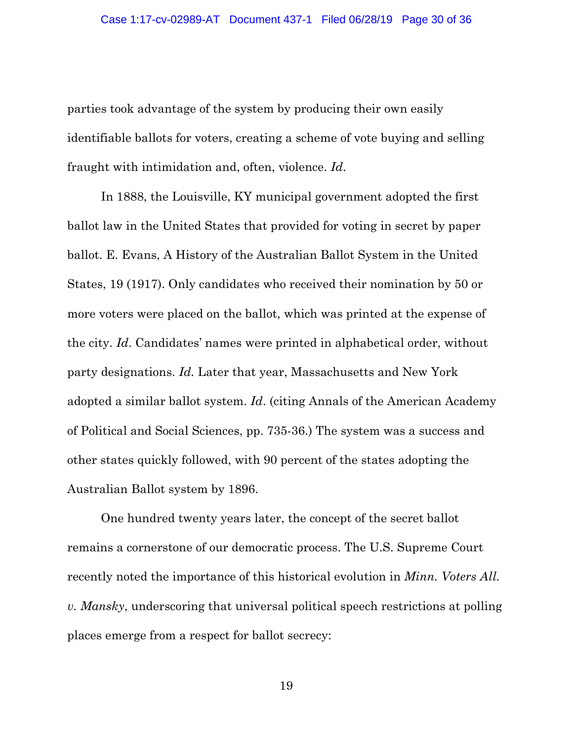parties took advantage of the system by producing their own easily identifiable ballots for voters, creating a scheme of vote buying and selling fraught with intimidation and, often, violence. *Id*.

In 1888, the Louisville, KY municipal government adopted the first ballot law in the United States that provided for voting in secret by paper ballot. E. Evans, A History of the Australian Ballot System in the United States, 19 (1917). Only candidates who received their nomination by 50 or more voters were placed on the ballot, which was printed at the expense of the city. *Id*. Candidates' names were printed in alphabetical order, without party designations. *Id.* Later that year, Massachusetts and New York adopted a similar ballot system. *Id*. (citing Annals of the American Academy of Political and Social Sciences, pp. 735-36.) The system was a success and other states quickly followed, with 90 percent of the states adopting the Australian Ballot system by 1896.

One hundred twenty years later, the concept of the secret ballot remains a cornerstone of our democratic process. The U.S. Supreme Court recently noted the importance of this historical evolution in *Minn. Voters All. v. Mansky*, underscoring that universal political speech restrictions at polling places emerge from a respect for ballot secrecy: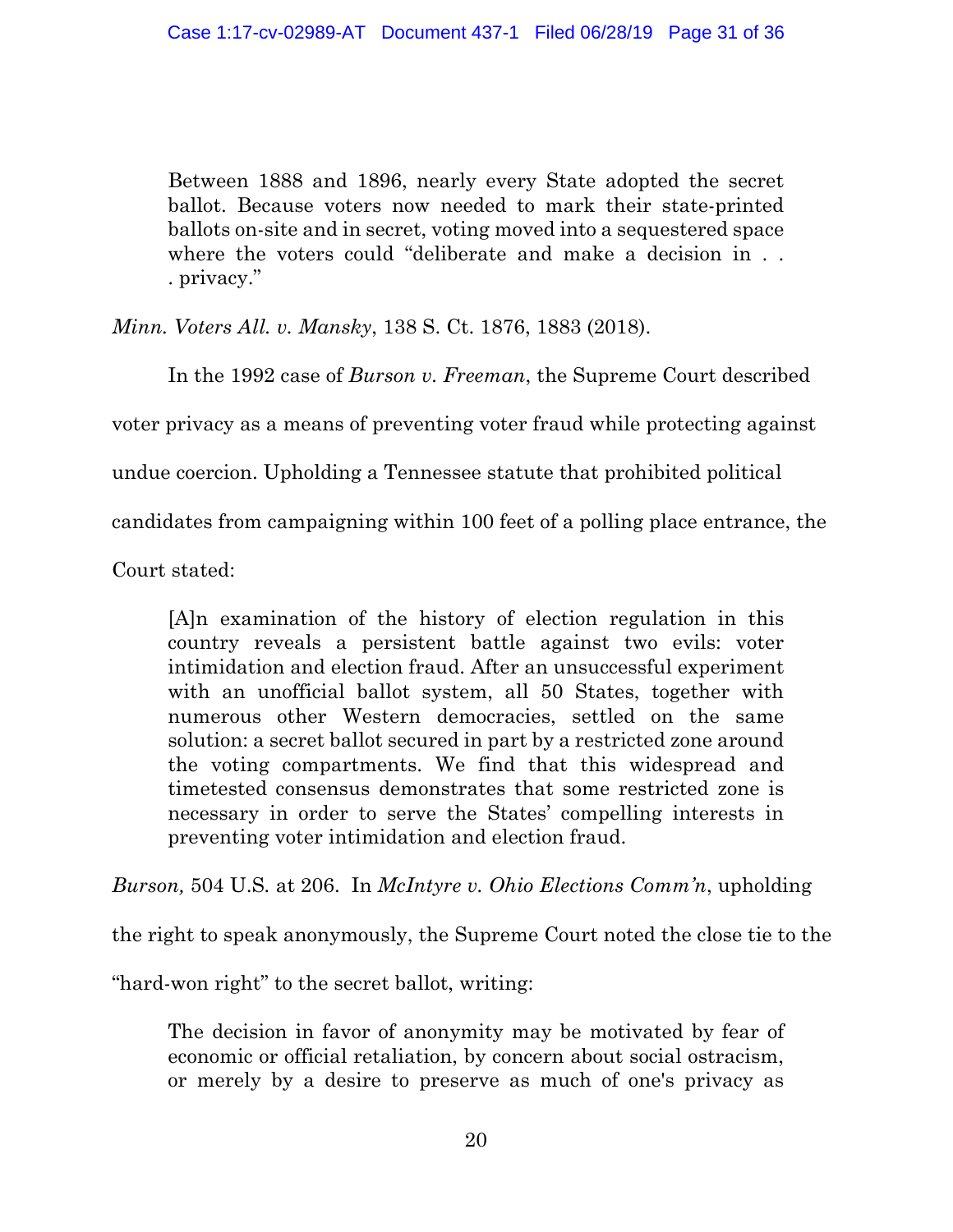> Between 1888 and 1896, nearly every State adopted the secret ballot. Because voters now needed to mark their state-printed ballots on-site and in secret, voting moved into a sequestered space where the voters could "deliberate and make a decision in . . . privacy."

*Minn. Voters All. v. Mansky*, 138 S. Ct. 1876, 1883 (2018).

In the 1992 case of *Burson v. Freeman*, the Supreme Court described voter privacy as a means of preventing voter fraud while protecting against undue coercion. Upholding a Tennessee statute that prohibited political candidates from campaigning within 100 feet of a polling place entrance, the Court stated:

> [A]n examination of the history of election regulation in this country reveals a persistent battle against two evils: voter intimidation and election fraud. After an unsuccessful experiment with an unofficial ballot system, all 50 States, together with numerous other Western democracies, settled on the same solution: a secret ballot secured in part by a restricted zone around the voting compartments. We find that this widespread and timetested consensus demonstrates that some restricted zone is necessary in order to serve the States' compelling interests in preventing voter intimidation and election fraud.

*Burson,* 504 U.S. at 206. In *McIntyre v. Ohio Elections Comm'n*, upholding the right to speak anonymously, the Supreme Court noted the close tie to the "hard-won right" to the secret ballot, writing:

> The decision in favor of anonymity may be motivated by fear of economic or official retaliation, by concern about social ostracism, or merely by a desire to preserve as much of one's privacy as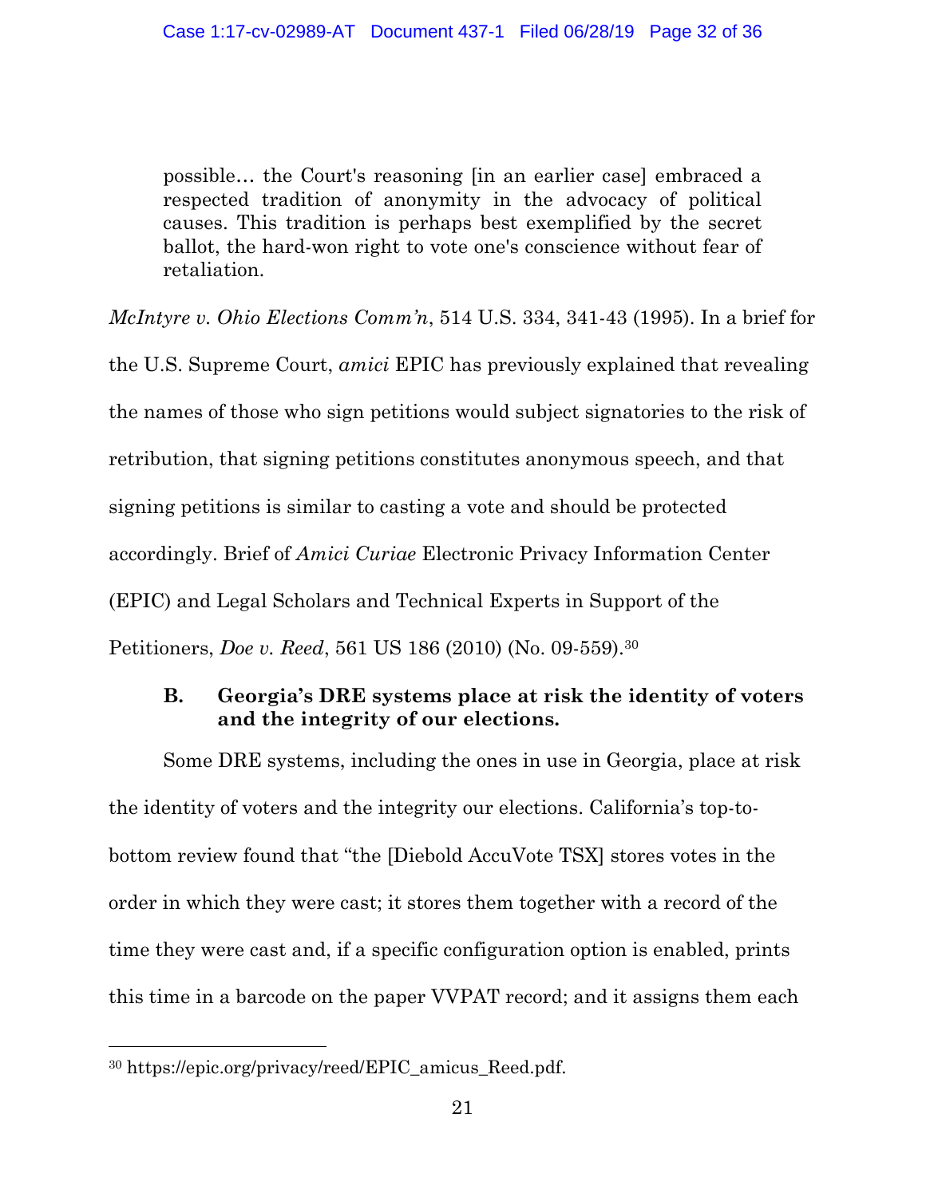> possible… the Court's reasoning [in an earlier case] embraced a respected tradition of anonymity in the advocacy of political causes. This tradition is perhaps best exemplified by the secret ballot, the hard-won right to vote one's conscience without fear of retaliation.

*McIntyre v. Ohio Elections Comm'n*, 514 U.S. 334, 341-43 (1995). In a brief for the U.S. Supreme Court, *amici* EPIC has previously explained that revealing the names of those who sign petitions would subject signatories to the risk of retribution, that signing petitions constitutes anonymous speech, and that signing petitions is similar to casting a vote and should be protected accordingly. Brief of *Amici Curiae* Electronic Privacy Information Center (EPIC) and Legal Scholars and Technical Experts in Support of the Petitioners, *Doe v. Reed*, 561 US 186 (2010) (No. 09-559).[30]

### B. Georgia's DRE systems place at risk the identity of voters and the integrity of our elections.

Some DRE systems, including the ones in use in Georgia, place at risk the identity of voters and the integrity our elections. California's top-to-bottom review found that "the [Diebold AccuVote TSX] stores votes in the order in which they were cast; it stores them together with a record of the time they were cast and, if a specific configuration option is enabled, prints this time in a barcode on the paper VVPAT record; and it assigns them each

---

[30] https://epic.org/privacy/reed/EPIC_amicus_Reed.pdf.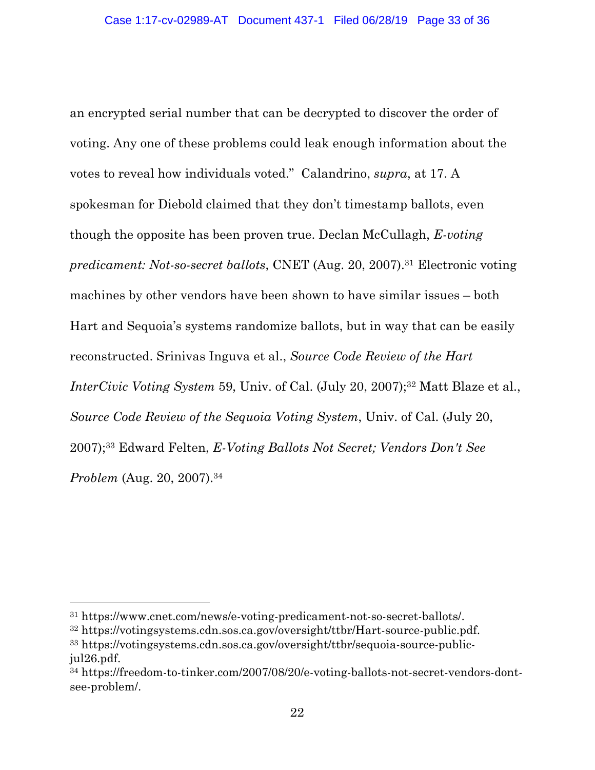an encrypted serial number that can be decrypted to discover the order of voting. Any one of these problems could leak enough information about the votes to reveal how individuals voted." Calandrino, *supra*, at 17. A spokesman for Diebold claimed that they don't timestamp ballots, even though the opposite has been proven true. Declan McCullagh, *E-voting predicament: Not-so-secret ballots*, CNET (Aug. 20, 2007).[31] Electronic voting machines by other vendors have been shown to have similar issues – both Hart and Sequoia's systems randomize ballots, but in way that can be easily reconstructed. Srinivas Inguva et al., *Source Code Review of the Hart InterCivic Voting System* 59, Univ. of Cal. (July 20, 2007);[32] Matt Blaze et al., *Source Code Review of the Sequoia Voting System*, Univ. of Cal. (July 20, 2007);[33] Edward Felten, *E-Voting Ballots Not Secret; Vendors Don't See Problem* (Aug. 20, 2007).[34]

---

[31] https://www.cnet.com/news/e-voting-predicament-not-so-secret-ballots/.

[32] https://votingsystems.cdn.sos.ca.gov/oversight/ttbr/Hart-source-public.pdf.

[33] https://votingsystems.cdn.sos.ca.gov/oversight/ttbr/sequoia-source-public-jul26.pdf.

[34] https://freedom-to-tinker.com/2007/08/20/e-voting-ballots-not-secret-vendors-dont-see-problem/.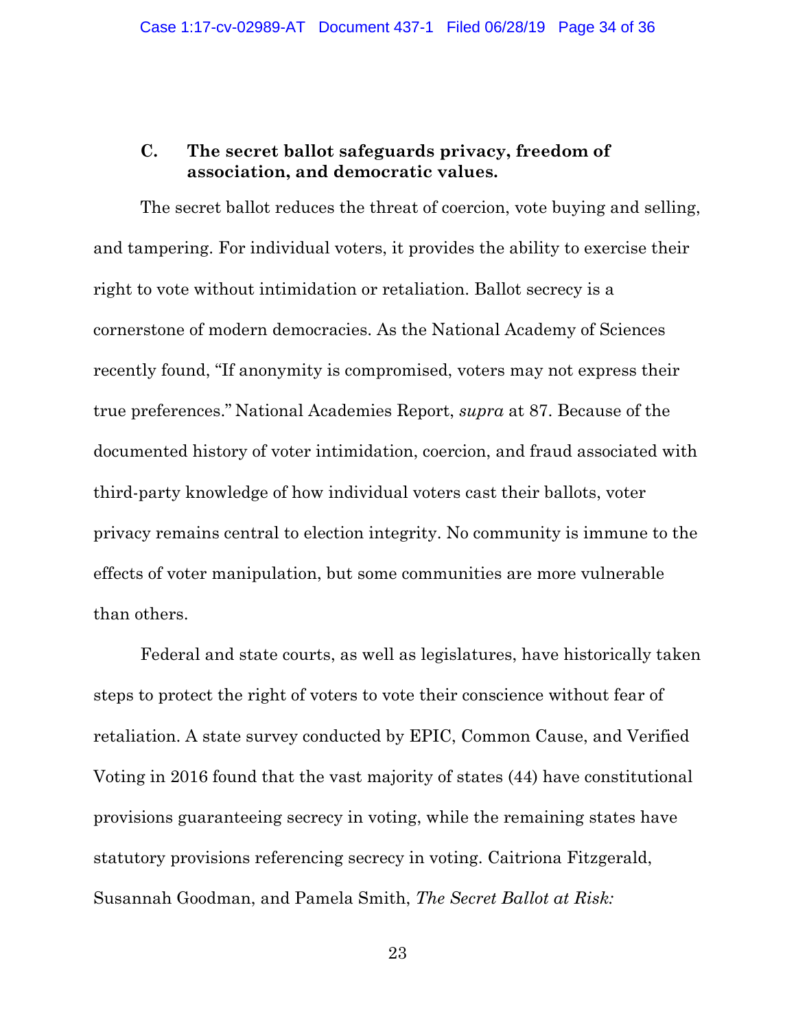### C. The secret ballot safeguards privacy, freedom of association, and democratic values.

The secret ballot reduces the threat of coercion, vote buying and selling, and tampering. For individual voters, it provides the ability to exercise their right to vote without intimidation or retaliation. Ballot secrecy is a cornerstone of modern democracies. As the National Academy of Sciences recently found, "If anonymity is compromised, voters may not express their true preferences." National Academies Report, *supra* at 87. Because of the documented history of voter intimidation, coercion, and fraud associated with third-party knowledge of how individual voters cast their ballots, voter privacy remains central to election integrity. No community is immune to the effects of voter manipulation, but some communities are more vulnerable than others.

Federal and state courts, as well as legislatures, have historically taken steps to protect the right of voters to vote their conscience without fear of retaliation. A state survey conducted by EPIC, Common Cause, and Verified Voting in 2016 found that the vast majority of states (44) have constitutional provisions guaranteeing secrecy in voting, while the remaining states have statutory provisions referencing secrecy in voting. Caitriona Fitzgerald, Susannah Goodman, and Pamela Smith, *The Secret Ballot at Risk:*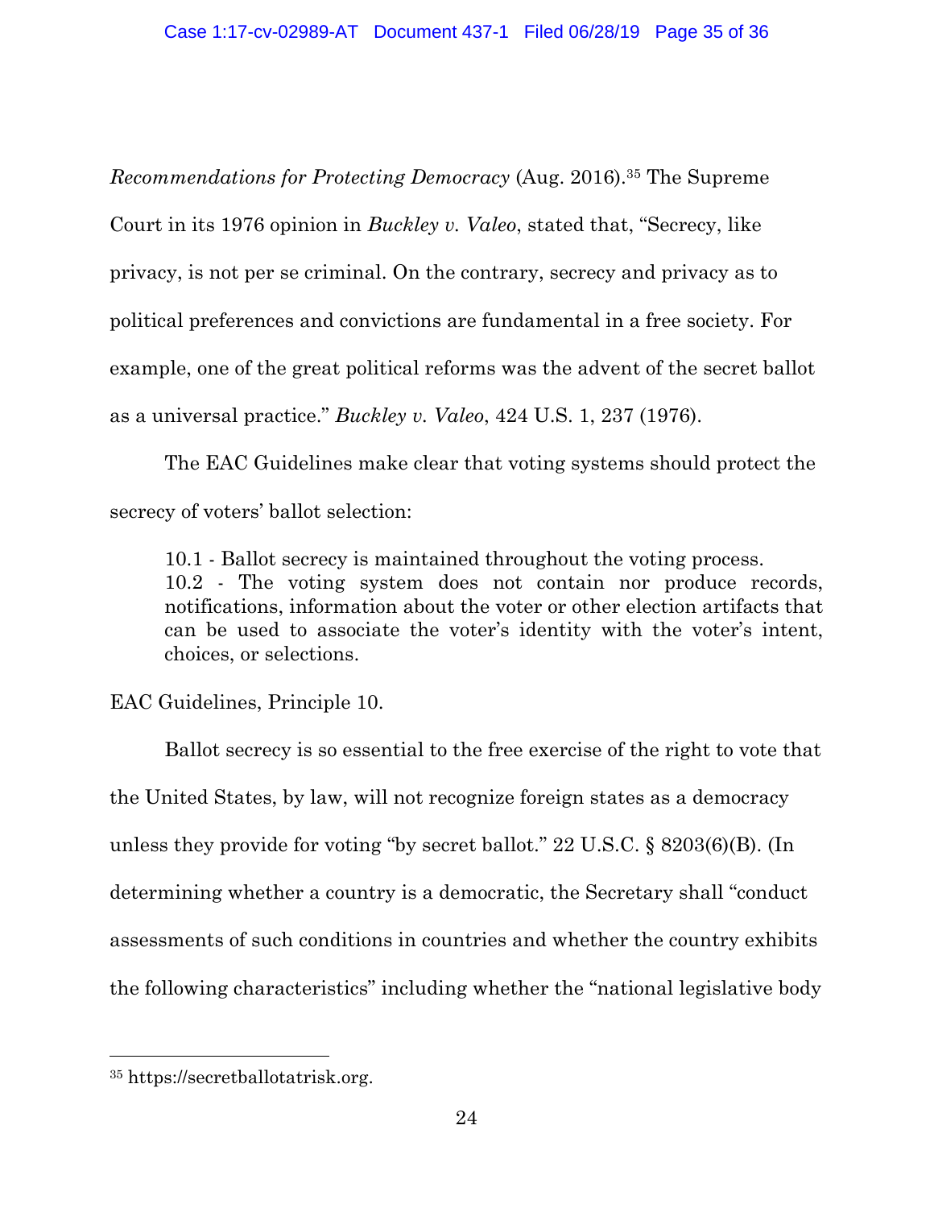*Recommendations for Protecting Democracy* (Aug. 2016).[35] The Supreme Court in its 1976 opinion in *Buckley v. Valeo*, stated that, "Secrecy, like privacy, is not per se criminal. On the contrary, secrecy and privacy as to political preferences and convictions are fundamental in a free society. For example, one of the great political reforms was the advent of the secret ballot as a universal practice." *Buckley v. Valeo*, 424 U.S. 1, 237 (1976).

The EAC Guidelines make clear that voting systems should protect the secrecy of voters' ballot selection:

> 10.1 - Ballot secrecy is maintained throughout the voting process.
> 10.2 - The voting system does not contain nor produce records, notifications, information about the voter or other election artifacts that can be used to associate the voter's identity with the voter's intent, choices, or selections.

EAC Guidelines, Principle 10.

Ballot secrecy is so essential to the free exercise of the right to vote that the United States, by law, will not recognize foreign states as a democracy unless they provide for voting "by secret ballot." 22 U.S.C. § 8203(6)(B). (In determining whether a country is a democratic, the Secretary shall "conduct assessments of such conditions in countries and whether the country exhibits the following characteristics" including whether the "national legislative body

---

[35] https://secretballotatrisk.org.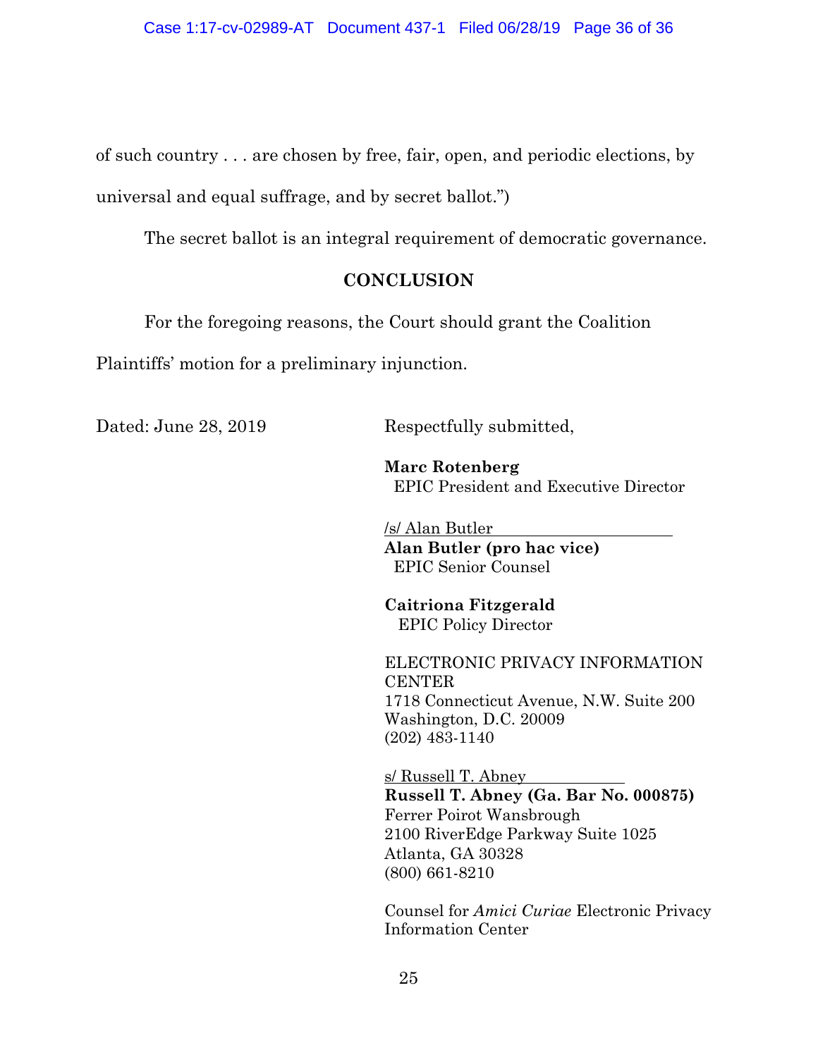of such country . . . are chosen by free, fair, open, and periodic elections, by universal and equal suffrage, and by secret ballot.")

The secret ballot is an integral requirement of democratic governance.

## CONCLUSION

For the foregoing reasons, the Court should grant the Coalition Plaintiffs' motion for a preliminary injunction.

Dated: June 28, 2019

Respectfully submitted,

**Marc Rotenberg**
EPIC President and Executive Director

/s/ Alan Butler
**Alan Butler (pro hac vice)**
EPIC Senior Counsel

**Caitriona Fitzgerald**
EPIC Policy Director

ELECTRONIC PRIVACY INFORMATION CENTER
1718 Connecticut Avenue, N.W. Suite 200
Washington, D.C. 20009
(202) 483-1140

s/ Russell T. Abney
**Russell T. Abney (Ga. Bar No. 000875)**
Ferrer Poirot Wansbrough
2100 RiverEdge Parkway Suite 1025
Atlanta, GA 30328
(800) 661-8210

Counsel for *Amici Curiae* Electronic Privacy Information Center